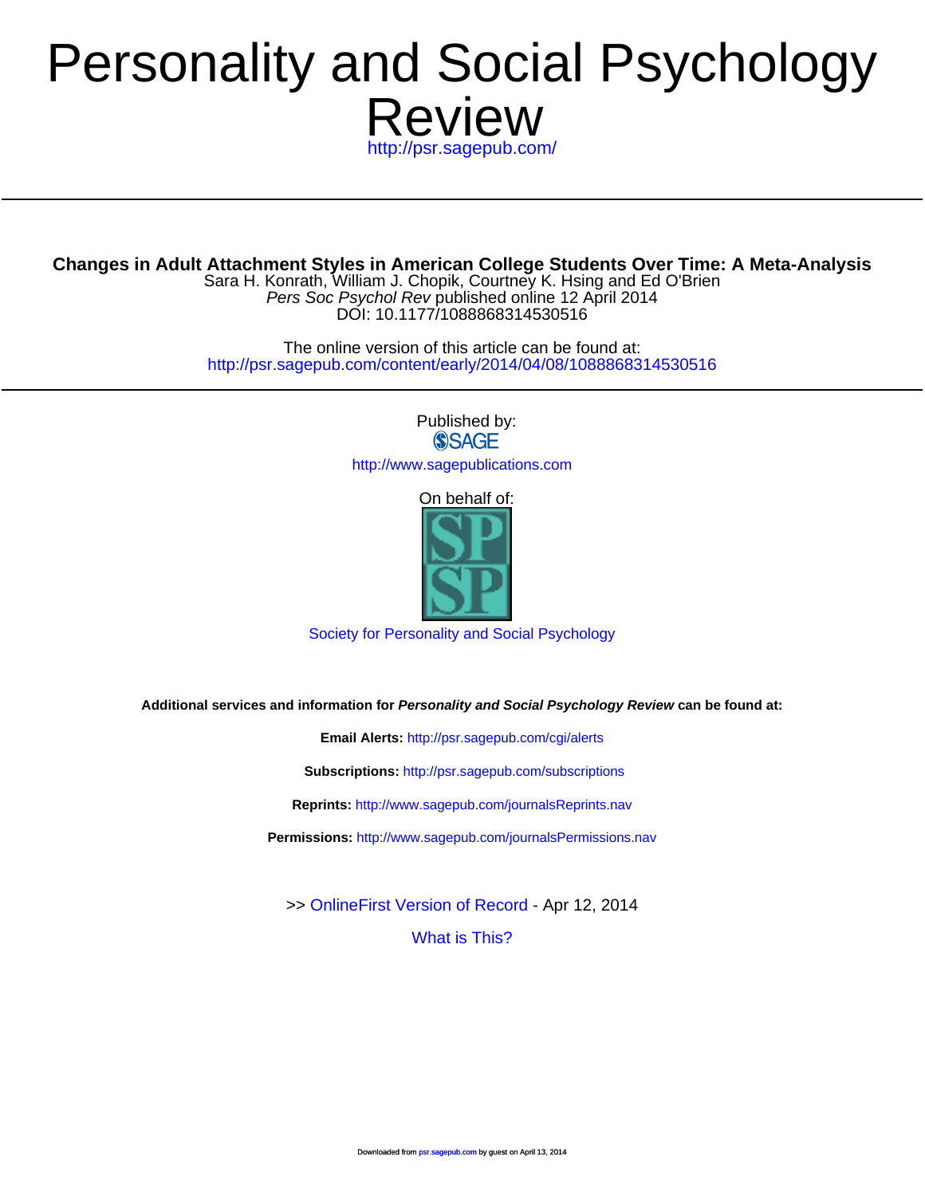# Personality and Social Psychology Review

http://psr.sagepub.com/

## Changes in Adult Attachment Styles in American College Students Over Time: A Meta-Analysis

Sara H. Konrath, William J. Chopik, Courtney K. Hsing and Ed O'Brien

*Pers Soc Psychol Rev* published online 12 April 2014

DOI: 10.1177/1088868314530516

The online version of this article can be found at:

http://psr.sagepub.com/content/early/2014/04/08/1088868314530516

Published by:

SAGE

http://www.sagepublications.com

On behalf of:

SP SP

Society for Personality and Social Psychology

**Additional services and information for *Personality and Social Psychology Review* can be found at:**

**Email Alerts:** http://psr.sagepub.com/cgi/alerts

**Subscriptions:** http://psr.sagepub.com/subscriptions

**Reprints:** http://www.sagepub.com/journalsReprints.nav

**Permissions:** http://www.sagepub.com/journalsPermissions.nav

>> OnlineFirst Version of Record - Apr 12, 2014

What is This?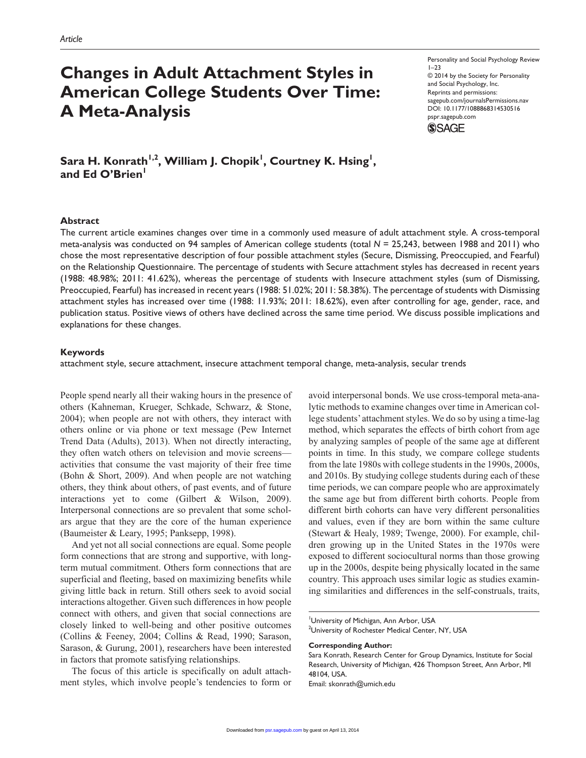Article

# Changes in Adult Attachment Styles in American College Students Over Time: A Meta-Analysis

Personality and Social Psychology Review
© 2014 by the Society for Personality and Social Psychology, Inc.
Reprints and permissions: sagepub.com/journalsPermissions.nav
DOI: 10.1177/1088868314530516
pspr.sagepub.com

**Sara H. Konrath[1,2], William J. Chopik[1], Courtney K. Hsing[1], and Ed O'Brien[1]**

## Abstract

The current article examines changes over time in a commonly used measure of adult attachment style. A cross-temporal meta-analysis was conducted on 94 samples of American college students (total *N* = 25,243, between 1988 and 2011) who chose the most representative description of four possible attachment styles (Secure, Dismissing, Preoccupied, and Fearful) on the Relationship Questionnaire. The percentage of students with Secure attachment styles has decreased in recent years (1988: 48.98%; 2011: 41.62%), whereas the percentage of students with Insecure attachment styles (sum of Dismissing, Preoccupied, Fearful) has increased in recent years (1988: 51.02%; 2011: 58.38%). The percentage of students with Dismissing attachment styles has increased over time (1988: 11.93%; 2011: 18.62%), even after controlling for age, gender, race, and publication status. Positive views of others have declined across the same time period. We discuss possible implications and explanations for these changes.

### Keywords

attachment style, secure attachment, insecure attachment temporal change, meta-analysis, secular trends

People spend nearly all their waking hours in the presence of others (Kahneman, Krueger, Schkade, Schwarz, & Stone, 2004); when people are not with others, they interact with others online or via phone or text message (Pew Internet Trend Data (Adults), 2013). When not directly interacting, they often watch others on television and movie screens—activities that consume the vast majority of their free time (Bohn & Short, 2009). And when people are not watching others, they think about others, of past events, and of future interactions yet to come (Gilbert & Wilson, 2009). Interpersonal connections are so prevalent that some scholars argue that they are the core of the human experience (Baumeister & Leary, 1995; Panksepp, 1998).

And yet not all social connections are equal. Some people form connections that are strong and supportive, with long-term mutual commitment. Others form connections that are superficial and fleeting, based on maximizing benefits while giving little back in return. Still others seek to avoid social interactions altogether. Given such differences in how people connect with others, and given that social connections are closely linked to well-being and other positive outcomes (Collins & Feeney, 2004; Collins & Read, 1990; Sarason, Sarason, & Gurung, 2001), researchers have been interested in factors that promote satisfying relationships.

The focus of this article is specifically on adult attachment styles, which involve people's tendencies to form or avoid interpersonal bonds. We use cross-temporal meta-analytic methods to examine changes over time in American college students' attachment styles. We do so by using a time-lag method, which separates the effects of birth cohort from age by analyzing samples of people of the same age at different points in time. In this study, we compare college students from the late 1980s with college students in the 1990s, 2000s, and 2010s. By studying college students during each of these time periods, we can compare people who are approximately the same age but from different birth cohorts. People from different birth cohorts can have very different personalities and values, even if they are born within the same culture (Stewart & Healy, 1989; Twenge, 2000). For example, children growing up in the United States in the 1970s were exposed to different sociocultural norms than those growing up in the 2000s, despite being physically located in the same country. This approach uses similar logic as studies examining similarities and differences in the self-construals, traits,

[1]University of Michigan, Ann Arbor, USA
[2]University of Rochester Medical Center, NY, USA

**Corresponding Author:**
Sara Konrath, Research Center for Group Dynamics, Institute for Social Research, University of Michigan, 426 Thompson Street, Ann Arbor, MI 48104, USA.
Email: skonrath@umich.edu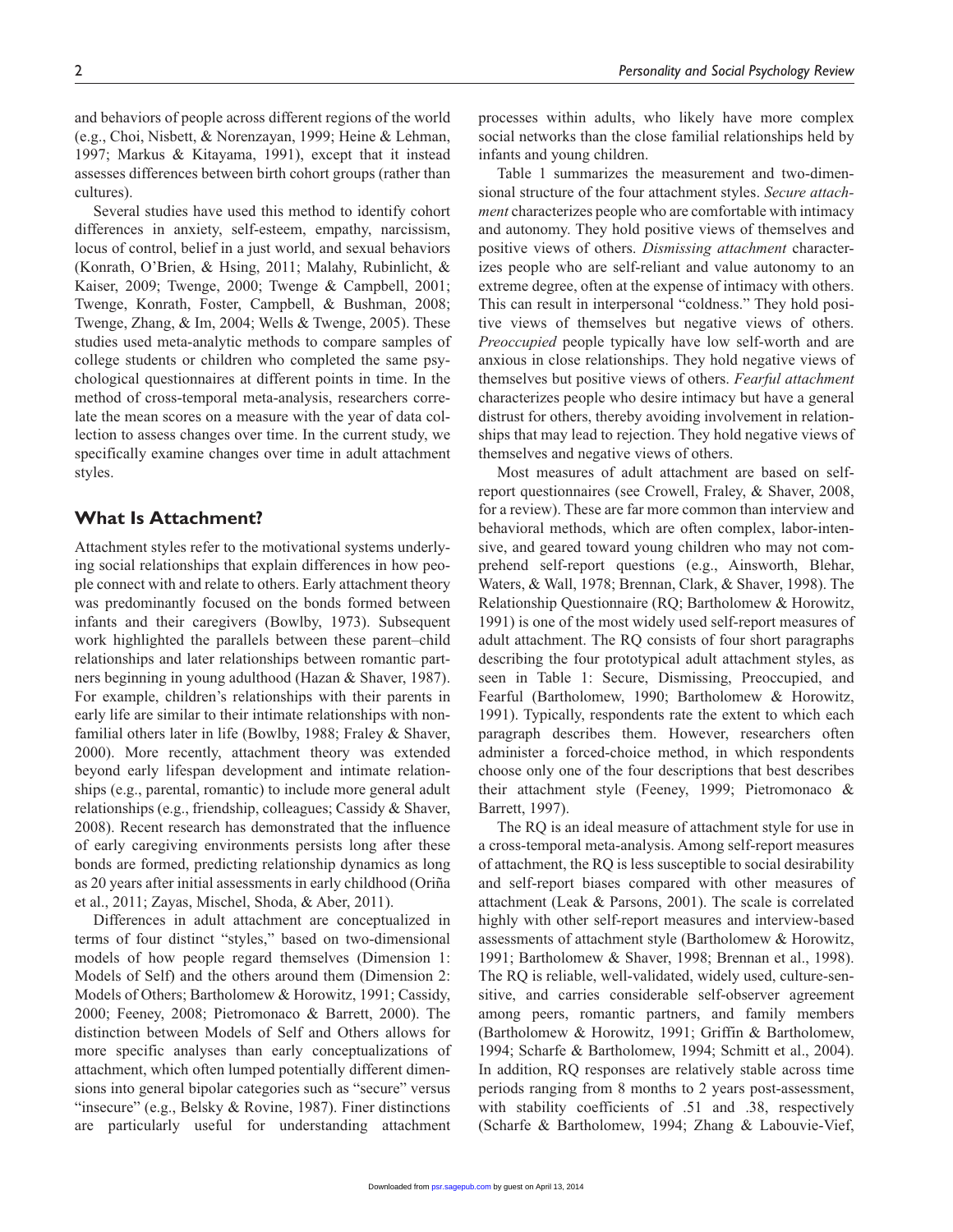and behaviors of people across different regions of the world (e.g., Choi, Nisbett, & Norenzayan, 1999; Heine & Lehman, 1997; Markus & Kitayama, 1991), except that it instead assesses differences between birth cohort groups (rather than cultures).

Several studies have used this method to identify cohort differences in anxiety, self-esteem, empathy, narcissism, locus of control, belief in a just world, and sexual behaviors (Konrath, O'Brien, & Hsing, 2011; Malahy, Rubinlicht, & Kaiser, 2009; Twenge, 2000; Twenge & Campbell, 2001; Twenge, Konrath, Foster, Campbell, & Bushman, 2008; Twenge, Zhang, & Im, 2004; Wells & Twenge, 2005). These studies used meta-analytic methods to compare samples of college students or children who completed the same psychological questionnaires at different points in time. In the method of cross-temporal meta-analysis, researchers correlate the mean scores on a measure with the year of data collection to assess changes over time. In the current study, we specifically examine changes over time in adult attachment styles.

## What Is Attachment?

Attachment styles refer to the motivational systems underlying social relationships that explain differences in how people connect with and relate to others. Early attachment theory was predominantly focused on the bonds formed between infants and their caregivers (Bowlby, 1973). Subsequent work highlighted the parallels between these parent–child relationships and later relationships between romantic partners beginning in young adulthood (Hazan & Shaver, 1987). For example, children's relationships with their parents in early life are similar to their intimate relationships with nonfamilial others later in life (Bowlby, 1988; Fraley & Shaver, 2000). More recently, attachment theory was extended beyond early lifespan development and intimate relationships (e.g., parental, romantic) to include more general adult relationships (e.g., friendship, colleagues; Cassidy & Shaver, 2008). Recent research has demonstrated that the influence of early caregiving environments persists long after these bonds are formed, predicting relationship dynamics as long as 20 years after initial assessments in early childhood (Oriña et al., 2011; Zayas, Mischel, Shoda, & Aber, 2011).

Differences in adult attachment are conceptualized in terms of four distinct "styles," based on two-dimensional models of how people regard themselves (Dimension 1: Models of Self) and the others around them (Dimension 2: Models of Others; Bartholomew & Horowitz, 1991; Cassidy, 2000; Feeney, 2008; Pietromonaco & Barrett, 2000). The distinction between Models of Self and Others allows for more specific analyses than early conceptualizations of attachment, which often lumped potentially different dimensions into general bipolar categories such as "secure" versus "insecure" (e.g., Belsky & Rovine, 1987). Finer distinctions are particularly useful for understanding attachment processes within adults, who likely have more complex social networks than the close familial relationships held by infants and young children.

Table 1 summarizes the measurement and two-dimensional structure of the four attachment styles. *Secure attachment* characterizes people who are comfortable with intimacy and autonomy. They hold positive views of themselves and positive views of others. *Dismissing attachment* characterizes people who are self-reliant and value autonomy to an extreme degree, often at the expense of intimacy with others. This can result in interpersonal "coldness." They hold positive views of themselves but negative views of others. *Preoccupied* people typically have low self-worth and are anxious in close relationships. They hold negative views of themselves but positive views of others. *Fearful attachment* characterizes people who desire intimacy but have a general distrust for others, thereby avoiding involvement in relationships that may lead to rejection. They hold negative views of themselves and negative views of others.

Most measures of adult attachment are based on self-report questionnaires (see Crowell, Fraley, & Shaver, 2008, for a review). These are far more common than interview and behavioral methods, which are often complex, labor-intensive, and geared toward young children who may not comprehend self-report questions (e.g., Ainsworth, Blehar, Waters, & Wall, 1978; Brennan, Clark, & Shaver, 1998). The Relationship Questionnaire (RQ; Bartholomew & Horowitz, 1991) is one of the most widely used self-report measures of adult attachment. The RQ consists of four short paragraphs describing the four prototypical adult attachment styles, as seen in Table 1: Secure, Dismissing, Preoccupied, and Fearful (Bartholomew, 1990; Bartholomew & Horowitz, 1991). Typically, respondents rate the extent to which each paragraph describes them. However, researchers often administer a forced-choice method, in which respondents choose only one of the four descriptions that best describes their attachment style (Feeney, 1999; Pietromonaco & Barrett, 1997).

The RQ is an ideal measure of attachment style for use in a cross-temporal meta-analysis. Among self-report measures of attachment, the RQ is less susceptible to social desirability and self-report biases compared with other measures of attachment (Leak & Parsons, 2001). The scale is correlated highly with other self-report measures and interview-based assessments of attachment style (Bartholomew & Horowitz, 1991; Bartholomew & Shaver, 1998; Brennan et al., 1998). The RQ is reliable, well-validated, widely used, culture-sensitive, and carries considerable self-observer agreement among peers, romantic partners, and family members (Bartholomew & Horowitz, 1991; Griffin & Bartholomew, 1994; Scharfe & Bartholomew, 1994; Schmitt et al., 2004). In addition, RQ responses are relatively stable across time periods ranging from 8 months to 2 years post-assessment, with stability coefficients of .51 and .38, respectively (Scharfe & Bartholomew, 1994; Zhang & Labouvie-Vief,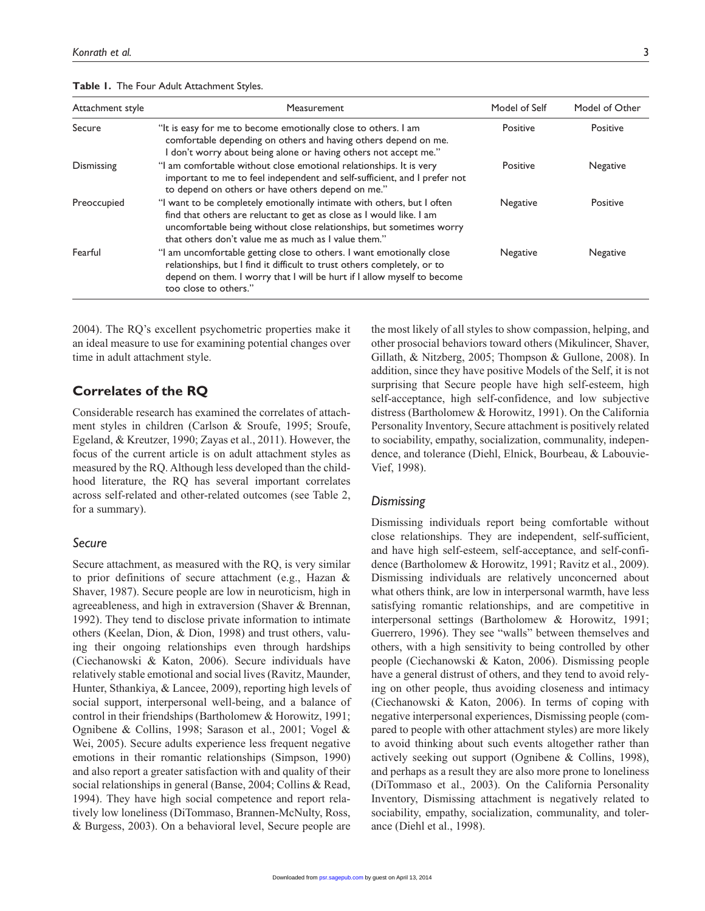**Table 1.** The Four Adult Attachment Styles.

| Attachment style | Measurement | Model of Self | Model of Other |
|---|---|---|---|
| Secure | "It is easy for me to become emotionally close to others. I am comfortable depending on others and having others depend on me. I don't worry about being alone or having others not accept me." | Positive | Positive |
| Dismissing | "I am comfortable without close emotional relationships. It is very important to me to feel independent and self-sufficient, and I prefer not to depend on others or have others depend on me." | Positive | Negative |
| Preoccupied | "I want to be completely emotionally intimate with others, but I often find that others are reluctant to get as close as I would like. I am uncomfortable being without close relationships, but sometimes worry that others don't value me as much as I value them." | Negative | Positive |
| Fearful | "I am uncomfortable getting close to others. I want emotionally close relationships, but I find it difficult to trust others completely, or to depend on them. I worry that I will be hurt if I allow myself to become too close to others." | Negative | Negative |

2004). The RQ's excellent psychometric properties make it an ideal measure to use for examining potential changes over time in adult attachment style.

## Correlates of the RQ

Considerable research has examined the correlates of attachment styles in children (Carlson & Sroufe, 1995; Sroufe, Egeland, & Kreutzer, 1990; Zayas et al., 2011). However, the focus of the current article is on adult attachment styles as measured by the RQ. Although less developed than the childhood literature, the RQ has several important correlates across self-related and other-related outcomes (see Table 2, for a summary).

### *Secure*

Secure attachment, as measured with the RQ, is very similar to prior definitions of secure attachment (e.g., Hazan & Shaver, 1987). Secure people are low in neuroticism, high in agreeableness, and high in extraversion (Shaver & Brennan, 1992). They tend to disclose private information to intimate others (Keelan, Dion, & Dion, 1998) and trust others, valuing their ongoing relationships even through hardships (Ciechanowski & Katon, 2006). Secure individuals have relatively stable emotional and social lives (Ravitz, Maunder, Hunter, Sthankiya, & Lancee, 2009), reporting high levels of social support, interpersonal well-being, and a balance of control in their friendships (Bartholomew & Horowitz, 1991; Ognibene & Collins, 1998; Sarason et al., 2001; Vogel & Wei, 2005). Secure adults experience less frequent negative emotions in their romantic relationships (Simpson, 1990) and also report a greater satisfaction with and quality of their social relationships in general (Banse, 2004; Collins & Read, 1994). They have high social competence and report relatively low loneliness (DiTommaso, Brannen-McNulty, Ross, & Burgess, 2003). On a behavioral level, Secure people are the most likely of all styles to show compassion, helping, and other prosocial behaviors toward others (Mikulincer, Shaver, Gillath, & Nitzberg, 2005; Thompson & Gullone, 2008). In addition, since they have positive Models of the Self, it is not surprising that Secure people have high self-esteem, high self-acceptance, high self-confidence, and low subjective distress (Bartholomew & Horowitz, 1991). On the California Personality Inventory, Secure attachment is positively related to sociability, empathy, socialization, communality, independence, and tolerance (Diehl, Elnick, Bourbeau, & Labouvie-Vief, 1998).

### *Dismissing*

Dismissing individuals report being comfortable without close relationships. They are independent, self-sufficient, and have high self-esteem, self-acceptance, and self-confidence (Bartholomew & Horowitz, 1991; Ravitz et al., 2009). Dismissing individuals are relatively unconcerned about what others think, are low in interpersonal warmth, have less satisfying romantic relationships, and are competitive in interpersonal settings (Bartholomew & Horowitz, 1991; Guerrero, 1996). They see "walls" between themselves and others, with a high sensitivity to being controlled by other people (Ciechanowski & Katon, 2006). Dismissing people have a general distrust of others, and they tend to avoid relying on other people, thus avoiding closeness and intimacy (Ciechanowski & Katon, 2006). In terms of coping with negative interpersonal experiences, Dismissing people (compared to people with other attachment styles) are more likely to avoid thinking about such events altogether rather than actively seeking out support (Ognibene & Collins, 1998), and perhaps as a result they are also more prone to loneliness (DiTommaso et al., 2003). On the California Personality Inventory, Dismissing attachment is negatively related to sociability, empathy, socialization, communality, and tolerance (Diehl et al., 1998).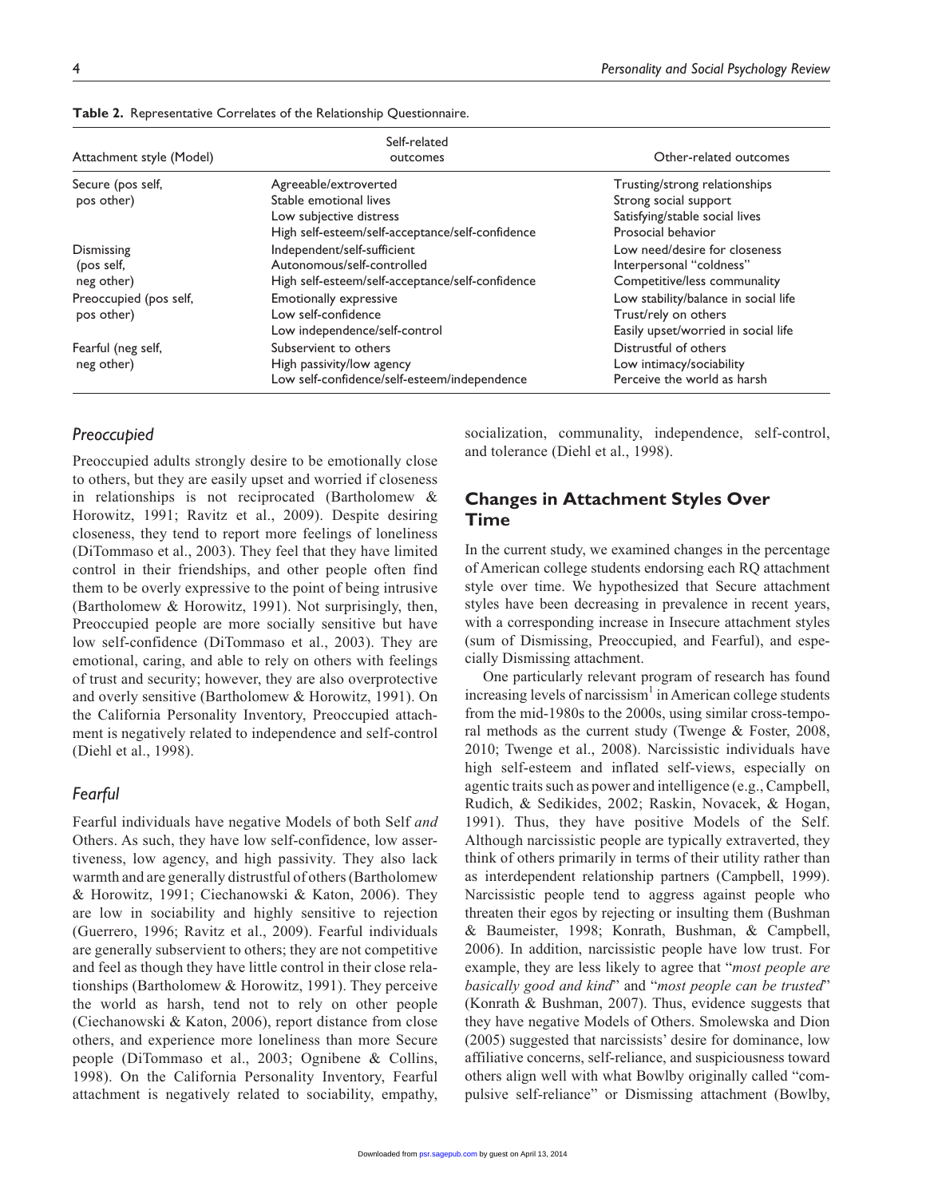**Table 2.** Representative Correlates of the Relationship Questionnaire.

| Attachment style (Model) | Self-related outcomes | Other-related outcomes |
|---|---|---|
| Secure (pos self, pos other) | Agreeable/extroverted<br>Stable emotional lives<br>Low subjective distress<br>High self-esteem/self-acceptance/self-confidence | Trusting/strong relationships<br>Strong social support<br>Satisfying/stable social lives<br>Prosocial behavior |
| Dismissing (pos self, neg other) | Independent/self-sufficient<br>Autonomous/self-controlled<br>High self-esteem/self-acceptance/self-confidence | Low need/desire for closeness<br>Interpersonal "coldness"<br>Competitive/less communality |
| Preoccupied (pos self, pos other) | Emotionally expressive<br>Low self-confidence<br>Low independence/self-control | Low stability/balance in social life<br>Trust/rely on others<br>Easily upset/worried in social life |
| Fearful (neg self, neg other) | Subservient to others<br>High passivity/low agency<br>Low self-confidence/self-esteem/independence | Distrustful of others<br>Low intimacy/sociability<br>Perceive the world as harsh |

### *Preoccupied*

Preoccupied adults strongly desire to be emotionally close to others, but they are easily upset and worried if closeness in relationships is not reciprocated (Bartholomew & Horowitz, 1991; Ravitz et al., 2009). Despite desiring closeness, they tend to report more feelings of loneliness (DiTommaso et al., 2003). They feel that they have limited control in their friendships, and other people often find them to be overly expressive to the point of being intrusive (Bartholomew & Horowitz, 1991). Not surprisingly, then, Preoccupied people are more socially sensitive but have low self-confidence (DiTommaso et al., 2003). They are emotional, caring, and able to rely on others with feelings of trust and security; however, they are also overprotective and overly sensitive (Bartholomew & Horowitz, 1991). On the California Personality Inventory, Preoccupied attachment is negatively related to independence and self-control (Diehl et al., 1998).

### *Fearful*

Fearful individuals have negative Models of both Self *and* Others. As such, they have low self-confidence, low assertiveness, low agency, and high passivity. They also lack warmth and are generally distrustful of others (Bartholomew & Horowitz, 1991; Ciechanowski & Katon, 2006). They are low in sociability and highly sensitive to rejection (Guerrero, 1996; Ravitz et al., 2009). Fearful individuals are generally subservient to others; they are not competitive and feel as though they have little control in their close relationships (Bartholomew & Horowitz, 1991). They perceive the world as harsh, tend not to rely on other people (Ciechanowski & Katon, 2006), report distance from close others, and experience more loneliness than more Secure people (DiTommaso et al., 2003; Ognibene & Collins, 1998). On the California Personality Inventory, Fearful attachment is negatively related to sociability, empathy, socialization, communality, independence, self-control, and tolerance (Diehl et al., 1998).

## Changes in Attachment Styles Over Time

In the current study, we examined changes in the percentage of American college students endorsing each RQ attachment style over time. We hypothesized that Secure attachment styles have been decreasing in prevalence in recent years, with a corresponding increase in Insecure attachment styles (sum of Dismissing, Preoccupied, and Fearful), and especially Dismissing attachment.

One particularly relevant program of research has found increasing levels of narcissism[1] in American college students from the mid-1980s to the 2000s, using similar cross-temporal methods as the current study (Twenge & Foster, 2008, 2010; Twenge et al., 2008). Narcissistic individuals have high self-esteem and inflated self-views, especially on agentic traits such as power and intelligence (e.g., Campbell, Rudich, & Sedikides, 2002; Raskin, Novacek, & Hogan, 1991). Thus, they have positive Models of the Self. Although narcissistic people are typically extraverted, they think of others primarily in terms of their utility rather than as interdependent relationship partners (Campbell, 1999). Narcissistic people tend to aggress against people who threaten their egos by rejecting or insulting them (Bushman & Baumeister, 1998; Konrath, Bushman, & Campbell, 2006). In addition, narcissistic people have low trust. For example, they are less likely to agree that "*most people are basically good and kind*" and "*most people can be trusted*" (Konrath & Bushman, 2007). Thus, evidence suggests that they have negative Models of Others. Smolewska and Dion (2005) suggested that narcissists' desire for dominance, low affiliative concerns, self-reliance, and suspiciousness toward others align well with what Bowlby originally called "compulsive self-reliance" or Dismissing attachment (Bowlby,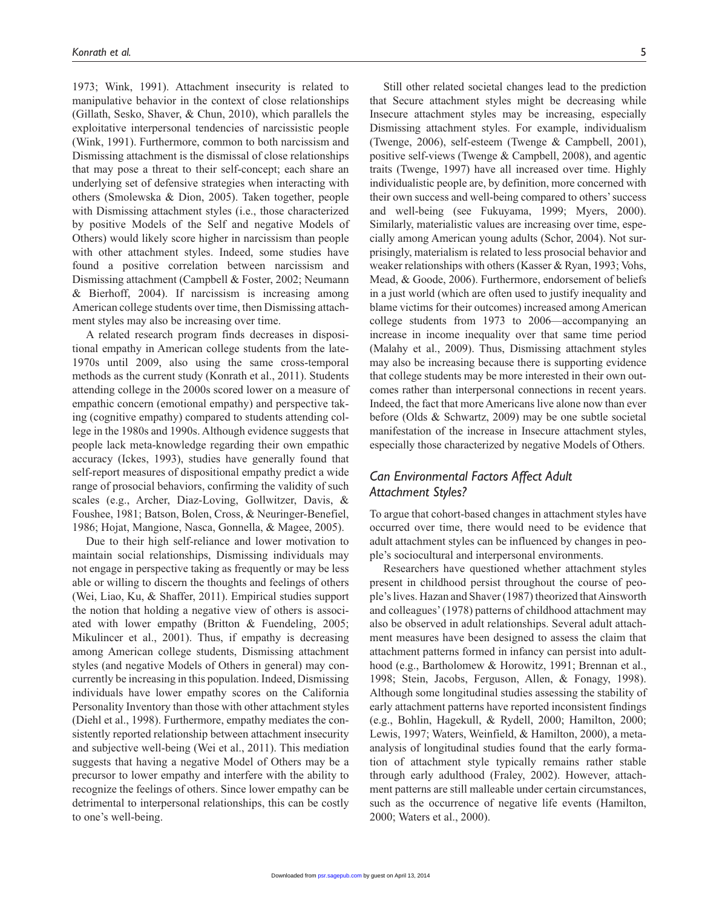1973; Wink, 1991). Attachment insecurity is related to manipulative behavior in the context of close relationships (Gillath, Sesko, Shaver, & Chun, 2010), which parallels the exploitative interpersonal tendencies of narcissistic people (Wink, 1991). Furthermore, common to both narcissism and Dismissing attachment is the dismissal of close relationships that may pose a threat to their self-concept; each share an underlying set of defensive strategies when interacting with others (Smolewska & Dion, 2005). Taken together, people with Dismissing attachment styles (i.e., those characterized by positive Models of the Self and negative Models of Others) would likely score higher in narcissism than people with other attachment styles. Indeed, some studies have found a positive correlation between narcissism and Dismissing attachment (Campbell & Foster, 2002; Neumann & Bierhoff, 2004). If narcissism is increasing among American college students over time, then Dismissing attachment styles may also be increasing over time.

A related research program finds decreases in dispositional empathy in American college students from the late-1970s until 2009, also using the same cross-temporal methods as the current study (Konrath et al., 2011). Students attending college in the 2000s scored lower on a measure of empathic concern (emotional empathy) and perspective taking (cognitive empathy) compared to students attending college in the 1980s and 1990s. Although evidence suggests that people lack meta-knowledge regarding their own empathic accuracy (Ickes, 1993), studies have generally found that self-report measures of dispositional empathy predict a wide range of prosocial behaviors, confirming the validity of such scales (e.g., Archer, Diaz-Loving, Gollwitzer, Davis, & Foushee, 1981; Batson, Bolen, Cross, & Neuringer-Benefiel, 1986; Hojat, Mangione, Nasca, Gonnella, & Magee, 2005).

Due to their high self-reliance and lower motivation to maintain social relationships, Dismissing individuals may not engage in perspective taking as frequently or may be less able or willing to discern the thoughts and feelings of others (Wei, Liao, Ku, & Shaffer, 2011). Empirical studies support the notion that holding a negative view of others is associated with lower empathy (Britton & Fuendeling, 2005; Mikulincer et al., 2001). Thus, if empathy is decreasing among American college students, Dismissing attachment styles (and negative Models of Others in general) may concurrently be increasing in this population. Indeed, Dismissing individuals have lower empathy scores on the California Personality Inventory than those with other attachment styles (Diehl et al., 1998). Furthermore, empathy mediates the consistently reported relationship between attachment insecurity and subjective well-being (Wei et al., 2011). This mediation suggests that having a negative Model of Others may be a precursor to lower empathy and interfere with the ability to recognize the feelings of others. Since lower empathy can be detrimental to interpersonal relationships, this can be costly to one's well-being.

Still other related societal changes lead to the prediction that Secure attachment styles might be decreasing while Insecure attachment styles may be increasing, especially Dismissing attachment styles. For example, individualism (Twenge, 2006), self-esteem (Twenge & Campbell, 2001), positive self-views (Twenge & Campbell, 2008), and agentic traits (Twenge, 1997) have all increased over time. Highly individualistic people are, by definition, more concerned with their own success and well-being compared to others' success and well-being (see Fukuyama, 1999; Myers, 2000). Similarly, materialistic values are increasing over time, especially among American young adults (Schor, 2004). Not surprisingly, materialism is related to less prosocial behavior and weaker relationships with others (Kasser & Ryan, 1993; Vohs, Mead, & Goode, 2006). Furthermore, endorsement of beliefs in a just world (which are often used to justify inequality and blame victims for their outcomes) increased among American college students from 1973 to 2006—accompanying an increase in income inequality over that same time period (Malahy et al., 2009). Thus, Dismissing attachment styles may also be increasing because there is supporting evidence that college students may be more interested in their own outcomes rather than interpersonal connections in recent years. Indeed, the fact that more Americans live alone now than ever before (Olds & Schwartz, 2009) may be one subtle societal manifestation of the increase in Insecure attachment styles, especially those characterized by negative Models of Others.

## *Can Environmental Factors Affect Adult Attachment Styles?*

To argue that cohort-based changes in attachment styles have occurred over time, there would need to be evidence that adult attachment styles can be influenced by changes in people's sociocultural and interpersonal environments.

Researchers have questioned whether attachment styles present in childhood persist throughout the course of people's lives. Hazan and Shaver (1987) theorized that Ainsworth and colleagues' (1978) patterns of childhood attachment may also be observed in adult relationships. Several adult attachment measures have been designed to assess the claim that attachment patterns formed in infancy can persist into adulthood (e.g., Bartholomew & Horowitz, 1991; Brennan et al., 1998; Stein, Jacobs, Ferguson, Allen, & Fonagy, 1998). Although some longitudinal studies assessing the stability of early attachment patterns have reported inconsistent findings (e.g., Bohlin, Hagekull, & Rydell, 2000; Hamilton, 2000; Lewis, 1997; Waters, Weinfield, & Hamilton, 2000), a meta-analysis of longitudinal studies found that the early formation of attachment style typically remains rather stable through early adulthood (Fraley, 2002). However, attachment patterns are still malleable under certain circumstances, such as the occurrence of negative life events (Hamilton, 2000; Waters et al., 2000).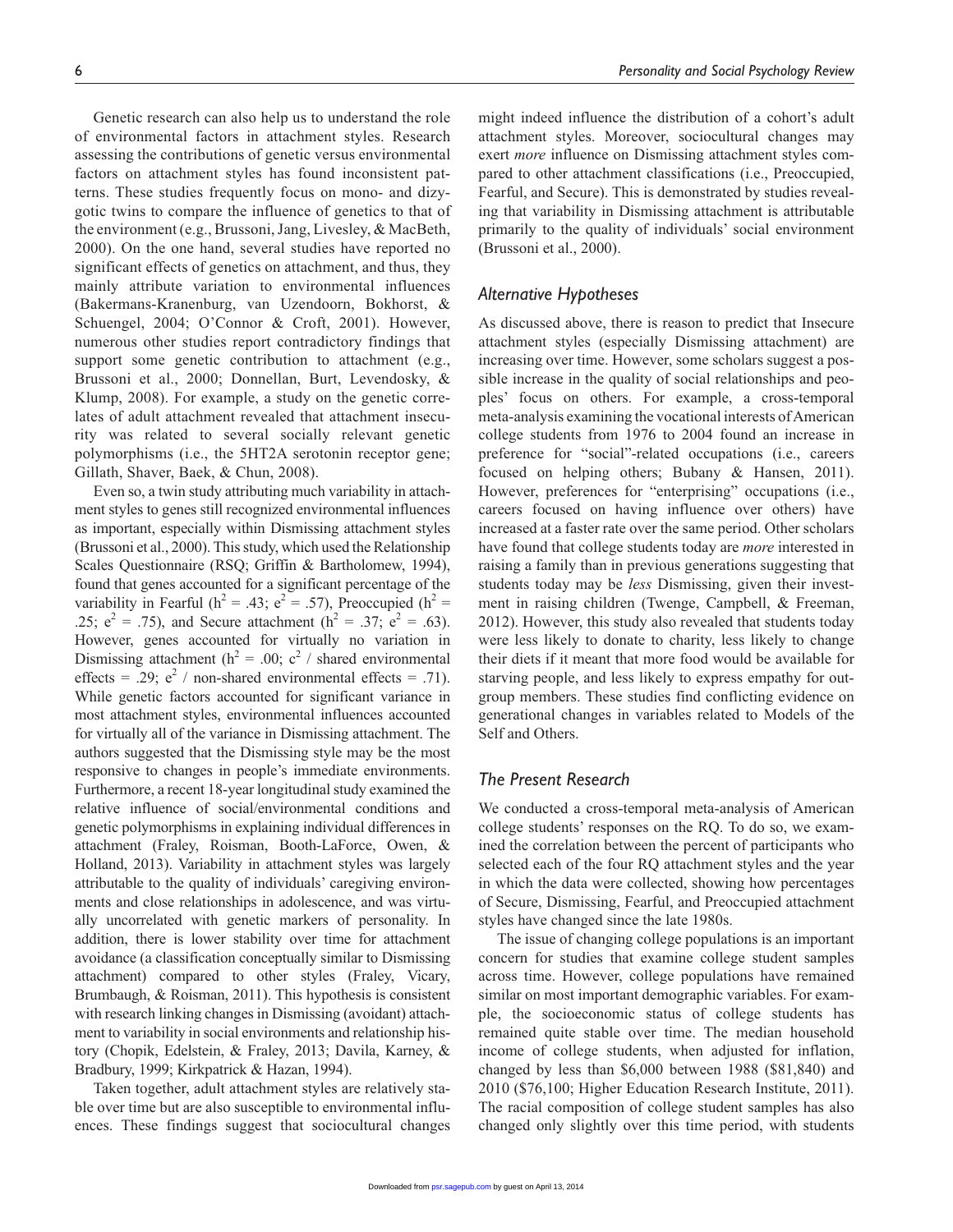Genetic research can also help us to understand the role of environmental factors in attachment styles. Research assessing the contributions of genetic versus environmental factors on attachment styles has found inconsistent patterns. These studies frequently focus on mono- and dizygotic twins to compare the influence of genetics to that of the environment (e.g., Brussoni, Jang, Livesley, & MacBeth, 2000). On the one hand, several studies have reported no significant effects of genetics on attachment, and thus, they mainly attribute variation to environmental influences (Bakermans-Kranenburg, van Uzendoorn, Bokhorst, & Schuengel, 2004; O'Connor & Croft, 2001). However, numerous other studies report contradictory findings that support some genetic contribution to attachment (e.g., Brussoni et al., 2000; Donnellan, Burt, Levendosky, & Klump, 2008). For example, a study on the genetic correlates of adult attachment revealed that attachment insecurity was related to several socially relevant genetic polymorphisms (i.e., the 5HT2A serotonin receptor gene; Gillath, Shaver, Baek, & Chun, 2008).

Even so, a twin study attributing much variability in attachment styles to genes still recognized environmental influences as important, especially within Dismissing attachment styles (Brussoni et al., 2000). This study, which used the Relationship Scales Questionnaire (RSQ; Griffin & Bartholomew, 1994), found that genes accounted for a significant percentage of the variability in Fearful ($h^2$ = .43; $e^2$ = .57), Preoccupied ($h^2$ = .25; $e^2$ = .75), and Secure attachment ($h^2$ = .37; $e^2$ = .63). However, genes accounted for virtually no variation in Dismissing attachment ($h^2$ = .00; $c^2$ / shared environmental effects = .29; $e^2$ / non-shared environmental effects = .71). While genetic factors accounted for significant variance in most attachment styles, environmental influences accounted for virtually all of the variance in Dismissing attachment. The authors suggested that the Dismissing style may be the most responsive to changes in people's immediate environments. Furthermore, a recent 18-year longitudinal study examined the relative influence of social/environmental conditions and genetic polymorphisms in explaining individual differences in attachment (Fraley, Roisman, Booth-LaForce, Owen, & Holland, 2013). Variability in attachment styles was largely attributable to the quality of individuals' caregiving environments and close relationships in adolescence, and was virtually uncorrelated with genetic markers of personality. In addition, there is lower stability over time for attachment avoidance (a classification conceptually similar to Dismissing attachment) compared to other styles (Fraley, Vicary, Brumbaugh, & Roisman, 2011). This hypothesis is consistent with research linking changes in Dismissing (avoidant) attachment to variability in social environments and relationship history (Chopik, Edelstein, & Fraley, 2013; Davila, Karney, & Bradbury, 1999; Kirkpatrick & Hazan, 1994).

Taken together, adult attachment styles are relatively stable over time but are also susceptible to environmental influences. These findings suggest that sociocultural changes might indeed influence the distribution of a cohort's adult attachment styles. Moreover, sociocultural changes may exert *more* influence on Dismissing attachment styles compared to other attachment classifications (i.e., Preoccupied, Fearful, and Secure). This is demonstrated by studies revealing that variability in Dismissing attachment is attributable primarily to the quality of individuals' social environment (Brussoni et al., 2000).

## Alternative Hypotheses

As discussed above, there is reason to predict that Insecure attachment styles (especially Dismissing attachment) are increasing over time. However, some scholars suggest a possible increase in the quality of social relationships and peoples' focus on others. For example, a cross-temporal meta-analysis examining the vocational interests of American college students from 1976 to 2004 found an increase in preference for "social"-related occupations (i.e., careers focused on helping others; Bubany & Hansen, 2011). However, preferences for "enterprising" occupations (i.e., careers focused on having influence over others) have increased at a faster rate over the same period. Other scholars have found that college students today are *more* interested in raising a family than in previous generations suggesting that students today may be *less* Dismissing, given their investment in raising children (Twenge, Campbell, & Freeman, 2012). However, this study also revealed that students today were less likely to donate to charity, less likely to change their diets if it meant that more food would be available for starving people, and less likely to express empathy for outgroup members. These studies find conflicting evidence on generational changes in variables related to Models of the Self and Others.

## The Present Research

We conducted a cross-temporal meta-analysis of American college students' responses on the RQ. To do so, we examined the correlation between the percent of participants who selected each of the four RQ attachment styles and the year in which the data were collected, showing how percentages of Secure, Dismissing, Fearful, and Preoccupied attachment styles have changed since the late 1980s.

The issue of changing college populations is an important concern for studies that examine college student samples across time. However, college populations have remained similar on most important demographic variables. For example, the socioeconomic status of college students has remained quite stable over time. The median household income of college students, when adjusted for inflation, changed by less than $6,000 between 1988 ($81,840) and 2010 ($76,100; Higher Education Research Institute, 2011). The racial composition of college student samples has also changed only slightly over this time period, with students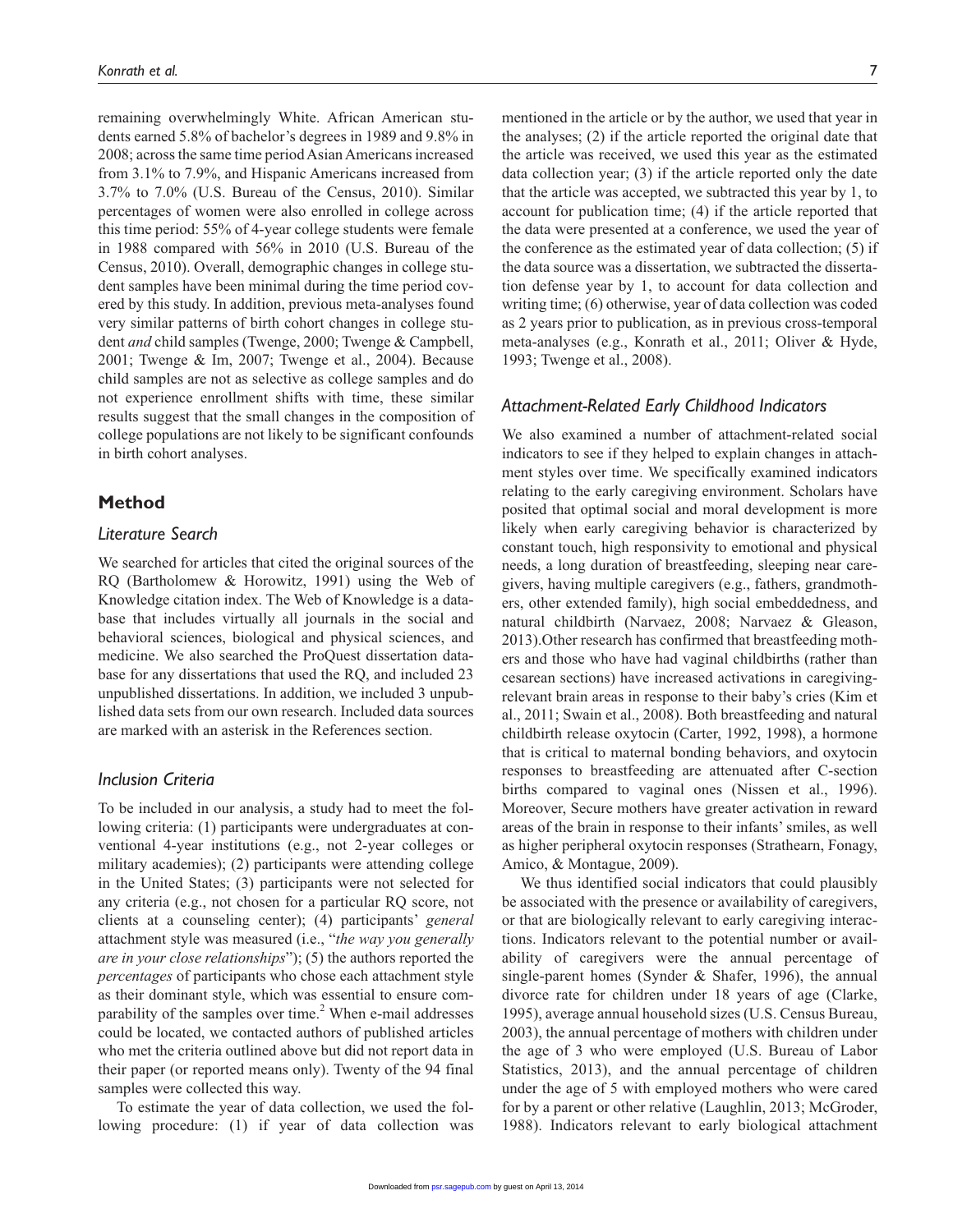remaining overwhelmingly White. African American students earned 5.8% of bachelor's degrees in 1989 and 9.8% in 2008; across the same time period Asian Americans increased from 3.1% to 7.9%, and Hispanic Americans increased from 3.7% to 7.0% (U.S. Bureau of the Census, 2010). Similar percentages of women were also enrolled in college across this time period: 55% of 4-year college students were female in 1988 compared with 56% in 2010 (U.S. Bureau of the Census, 2010). Overall, demographic changes in college student samples have been minimal during the time period covered by this study. In addition, previous meta-analyses found very similar patterns of birth cohort changes in college student *and* child samples (Twenge, 2000; Twenge & Campbell, 2001; Twenge & Im, 2007; Twenge et al., 2004). Because child samples are not as selective as college samples and do not experience enrollment shifts with time, these similar results suggest that the small changes in the composition of college populations are not likely to be significant confounds in birth cohort analyses.

## Method

### Literature Search

We searched for articles that cited the original sources of the RQ (Bartholomew & Horowitz, 1991) using the Web of Knowledge citation index. The Web of Knowledge is a database that includes virtually all journals in the social and behavioral sciences, biological and physical sciences, and medicine. We also searched the ProQuest dissertation database for any dissertations that used the RQ, and included 23 unpublished dissertations. In addition, we included 3 unpublished data sets from our own research. Included data sources are marked with an asterisk in the References section.

### Inclusion Criteria

To be included in our analysis, a study had to meet the following criteria: (1) participants were undergraduates at conventional 4-year institutions (e.g., not 2-year colleges or military academies); (2) participants were attending college in the United States; (3) participants were not selected for any criteria (e.g., not chosen for a particular RQ score, not clients at a counseling center); (4) participants' *general* attachment style was measured (i.e., "*the way you generally are in your close relationships*"); (5) the authors reported the *percentages* of participants who chose each attachment style as their dominant style, which was essential to ensure comparability of the samples over time.[2] When e-mail addresses could be located, we contacted authors of published articles who met the criteria outlined above but did not report data in their paper (or reported means only). Twenty of the 94 final samples were collected this way.

To estimate the year of data collection, we used the following procedure: (1) if year of data collection was mentioned in the article or by the author, we used that year in the analyses; (2) if the article reported the original date that the article was received, we used this year as the estimated data collection year; (3) if the article reported only the date that the article was accepted, we subtracted this year by 1, to account for publication time; (4) if the article reported that the data were presented at a conference, we used the year of the conference as the estimated year of data collection; (5) if the data source was a dissertation, we subtracted the dissertation defense year by 1, to account for data collection and writing time; (6) otherwise, year of data collection was coded as 2 years prior to publication, as in previous cross-temporal meta-analyses (e.g., Konrath et al., 2011; Oliver & Hyde, 1993; Twenge et al., 2008).

### Attachment-Related Early Childhood Indicators

We also examined a number of attachment-related social indicators to see if they helped to explain changes in attachment styles over time. We specifically examined indicators relating to the early caregiving environment. Scholars have posited that optimal social and moral development is more likely when early caregiving behavior is characterized by constant touch, high responsivity to emotional and physical needs, a long duration of breastfeeding, sleeping near caregivers, having multiple caregivers (e.g., fathers, grandmothers, other extended family), high social embeddedness, and natural childbirth (Narvaez, 2008; Narvaez & Gleason, 2013).Other research has confirmed that breastfeeding mothers and those who have had vaginal childbirths (rather than cesarean sections) have increased activations in caregiving-relevant brain areas in response to their baby's cries (Kim et al., 2011; Swain et al., 2008). Both breastfeeding and natural childbirth release oxytocin (Carter, 1992, 1998), a hormone that is critical to maternal bonding behaviors, and oxytocin responses to breastfeeding are attenuated after C-section births compared to vaginal ones (Nissen et al., 1996). Moreover, Secure mothers have greater activation in reward areas of the brain in response to their infants' smiles, as well as higher peripheral oxytocin responses (Strathearn, Fonagy, Amico, & Montague, 2009).

We thus identified social indicators that could plausibly be associated with the presence or availability of caregivers, or that are biologically relevant to early caregiving interactions. Indicators relevant to the potential number or availability of caregivers were the annual percentage of single-parent homes (Synder & Shafer, 1996), the annual divorce rate for children under 18 years of age (Clarke, 1995), average annual household sizes (U.S. Census Bureau, 2003), the annual percentage of mothers with children under the age of 3 who were employed (U.S. Bureau of Labor Statistics, 2013), and the annual percentage of children under the age of 5 with employed mothers who were cared for by a parent or other relative (Laughlin, 2013; McGroder, 1988). Indicators relevant to early biological attachment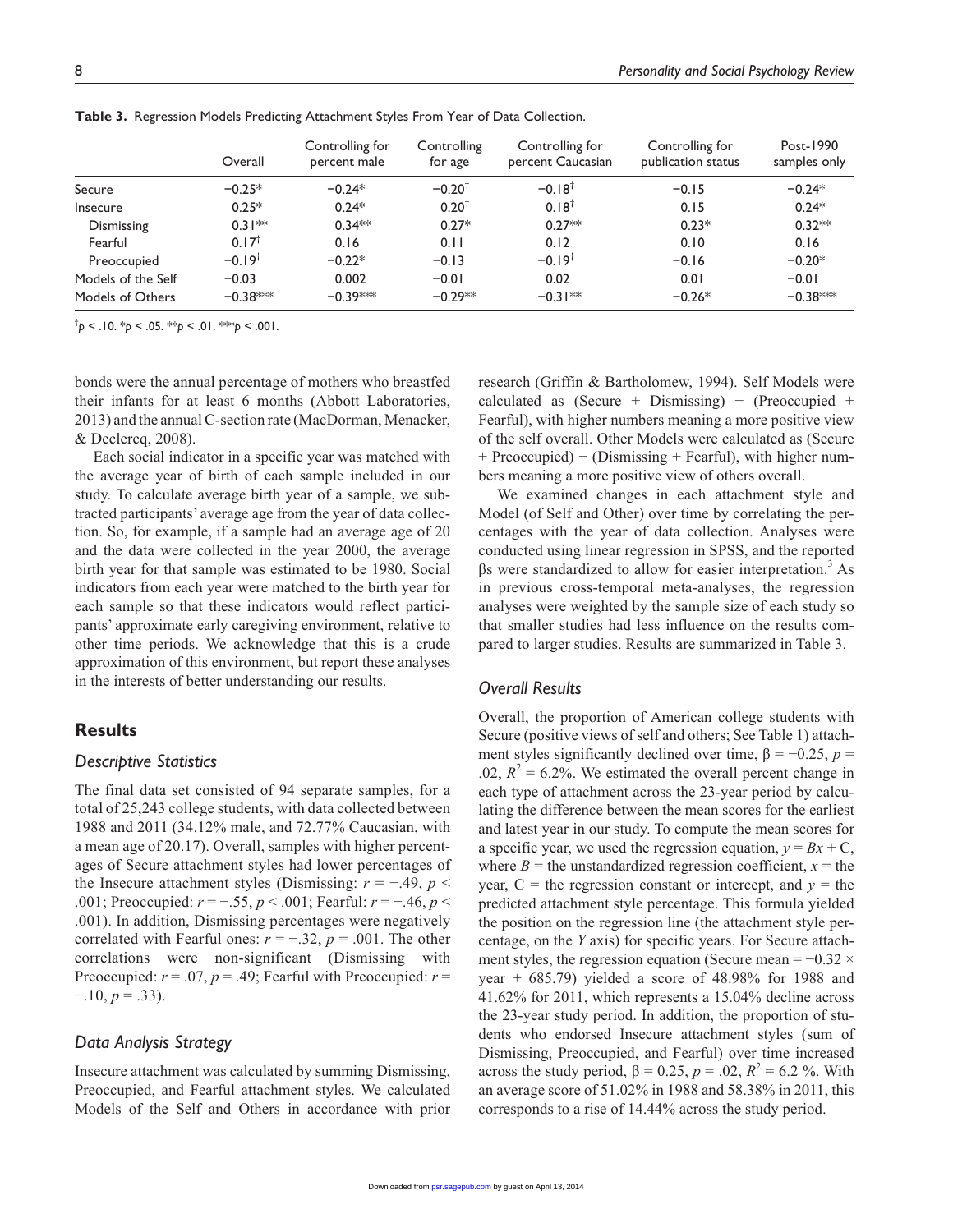**Table 3.** Regression Models Predicting Attachment Styles From Year of Data Collection.

| | Overall | Controlling for percent male | Controlling for age | Controlling for percent Caucasian | Controlling for publication status | Post-1990 samples only |
|---|---|---|---|---|---|---|
| Secure | −0.25* | −0.24* | −0.20[†] | −0.18[†] | −0.15 | −0.24* |
| Insecure | 0.25* | 0.24* | 0.20[†] | 0.18[†] | 0.15 | 0.24* |
| Dismissing | 0.31** | 0.34** | 0.27* | 0.27** | 0.23* | 0.32** |
| Fearful | 0.17[†] | 0.16 | 0.11 | 0.12 | 0.10 | 0.16 |
| Preoccupied | −0.19[†] | −0.22* | −0.13 | −0.19[†] | −0.16 | −0.20* |
| Models of the Self | −0.03 | 0.002 | −0.01 | 0.02 | 0.01 | −0.01 |
| Models of Others | −0.38*** | −0.39*** | −0.29** | −0.31** | −0.26* | −0.38*** |

[†] $p < .10$. * $p < .05$. ** $p < .01$. *** $p < .001$.

bonds were the annual percentage of mothers who breastfed their infants for at least 6 months (Abbott Laboratories, 2013) and the annual C-section rate (MacDorman, Menacker, & Declercq, 2008).

Each social indicator in a specific year was matched with the average year of birth of each sample included in our study. To calculate average birth year of a sample, we subtracted participants' average age from the year of data collection. So, for example, if a sample had an average age of 20 and the data were collected in the year 2000, the average birth year for that sample was estimated to be 1980. Social indicators from each year were matched to the birth year for each sample so that these indicators would reflect participants' approximate early caregiving environment, relative to other time periods. We acknowledge that this is a crude approximation of this environment, but report these analyses in the interests of better understanding our results.

## Results

### Descriptive Statistics

The final data set consisted of 94 separate samples, for a total of 25,243 college students, with data collected between 1988 and 2011 (34.12% male, and 72.77% Caucasian, with a mean age of 20.17). Overall, samples with higher percentages of Secure attachment styles had lower percentages of the Insecure attachment styles (Dismissing: $r = -.49$, $p < .001$; Preoccupied: $r = -.55$, $p < .001$; Fearful: $r = -.46$, $p < .001$). In addition, Dismissing percentages were negatively correlated with Fearful ones: $r = -.32$, $p = .001$. The other correlations were non-significant (Dismissing with Preoccupied: $r = .07$, $p = .49$; Fearful with Preoccupied: $r = -.10$, $p = .33$).

### Data Analysis Strategy

Insecure attachment was calculated by summing Dismissing, Preoccupied, and Fearful attachment styles. We calculated Models of the Self and Others in accordance with prior research (Griffin & Bartholomew, 1994). Self Models were calculated as (Secure + Dismissing) − (Preoccupied + Fearful), with higher numbers meaning a more positive view of the self overall. Other Models were calculated as (Secure + Preoccupied) − (Dismissing + Fearful), with higher numbers meaning a more positive view of others overall.

We examined changes in each attachment style and Model (of Self and Other) over time by correlating the percentages with the year of data collection. Analyses were conducted using linear regression in SPSS, and the reported βs were standardized to allow for easier interpretation.[3] As in previous cross-temporal meta-analyses, the regression analyses were weighted by the sample size of each study so that smaller studies had less influence on the results compared to larger studies. Results are summarized in Table 3.

### Overall Results

Overall, the proportion of American college students with Secure (positive views of self and others; See Table 1) attachment styles significantly declined over time, $\beta = -0.25$, $p = .02$, $R^2 = 6.2\%$. We estimated the overall percent change in each type of attachment across the 23-year period by calculating the difference between the mean scores for the earliest and latest year in our study. To compute the mean scores for a specific year, we used the regression equation, $y = Bx + C$, where $B$ = the unstandardized regression coefficient, $x$ = the year, C = the regression constant or intercept, and $y$ = the predicted attachment style percentage. This formula yielded the position on the regression line (the attachment style percentage, on the $Y$ axis) for specific years. For Secure attachment styles, the regression equation (Secure mean = $-0.32 \times$ year + 685.79) yielded a score of 48.98% for 1988 and 41.62% for 2011, which represents a 15.04% decline across the 23-year study period. In addition, the proportion of students who endorsed Insecure attachment styles (sum of Dismissing, Preoccupied, and Fearful) over time increased across the study period, $\beta = 0.25$, $p = .02$, $R^2 = 6.2$ %. With an average score of 51.02% in 1988 and 58.38% in 2011, this corresponds to a rise of 14.44% across the study period.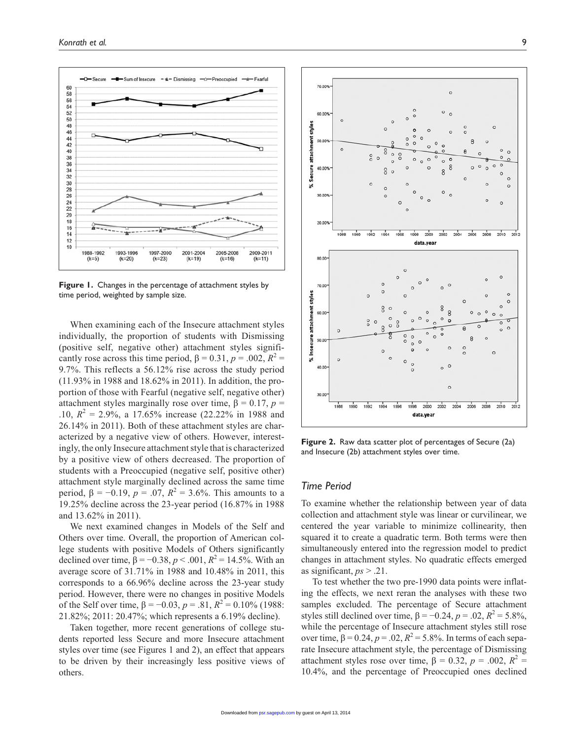Figure 1. Changes in the percentage of attachment styles by time period, weighted by sample size.

When examining each of the Insecure attachment styles individually, the proportion of students with Dismissing (positive self, negative other) attachment styles significantly rose across this time period, $\beta = 0.31$, $p = .002$, $R^2 = 9.7\%$. This reflects a 56.12% rise across the study period (11.93% in 1988 and 18.62% in 2011). In addition, the proportion of those with Fearful (negative self, negative other) attachment styles marginally rose over time, $\beta = 0.17$, $p = .10$, $R^2 = 2.9\%$, a 17.65% increase (22.22% in 1988 and 26.14% in 2011). Both of these attachment styles are characterized by a negative view of others. However, interestingly, the only Insecure attachment style that is characterized by a positive view of others decreased. The proportion of students with a Preoccupied (negative self, positive other) attachment style marginally declined across the same time period, $\beta = -0.19$, $p = .07$, $R^2 = 3.6\%$. This amounts to a 19.25% decline across the 23-year period (16.87% in 1988 and 13.62% in 2011).

We next examined changes in Models of the Self and Others over time. Overall, the proportion of American college students with positive Models of Others significantly declined over time, $\beta = -0.38$, $p < .001$, $R^2 = 14.5\%$. With an average score of 31.71% in 1988 and 10.48% in 2011, this corresponds to a 66.96% decline across the 23-year study period. However, there were no changes in positive Models of the Self over time, $\beta = -0.03$, $p = .81$, $R^2 = 0.10\%$ (1988: 21.82%; 2011: 20.47%; which represents a 6.19% decline).

Taken together, more recent generations of college students reported less Secure and more Insecure attachment styles over time (see Figures 1 and 2), an effect that appears to be driven by their increasingly less positive views of others.

Figure 2. Raw data scatter plot of percentages of Secure (2a) and Insecure (2b) attachment styles over time.

## Time Period

To examine whether the relationship between year of data collection and attachment style was linear or curvilinear, we centered the year variable to minimize collinearity, then squared it to create a quadratic term. Both terms were then simultaneously entered into the regression model to predict changes in attachment styles. No quadratic effects emerged as significant, $ps > .21$.

To test whether the two pre-1990 data points were inflating the effects, we next reran the analyses with these two samples excluded. The percentage of Secure attachment styles still declined over time, $\beta = -0.24$, $p = .02$, $R^2 = 5.8\%$, while the percentage of Insecure attachment styles still rose over time, $\beta = 0.24$, $p = .02$, $R^2 = 5.8\%$. In terms of each separate Insecure attachment style, the percentage of Dismissing attachment styles rose over time, $\beta = 0.32$, $p = .002$, $R^2 = 10.4\%$, and the percentage of Preoccupied ones declined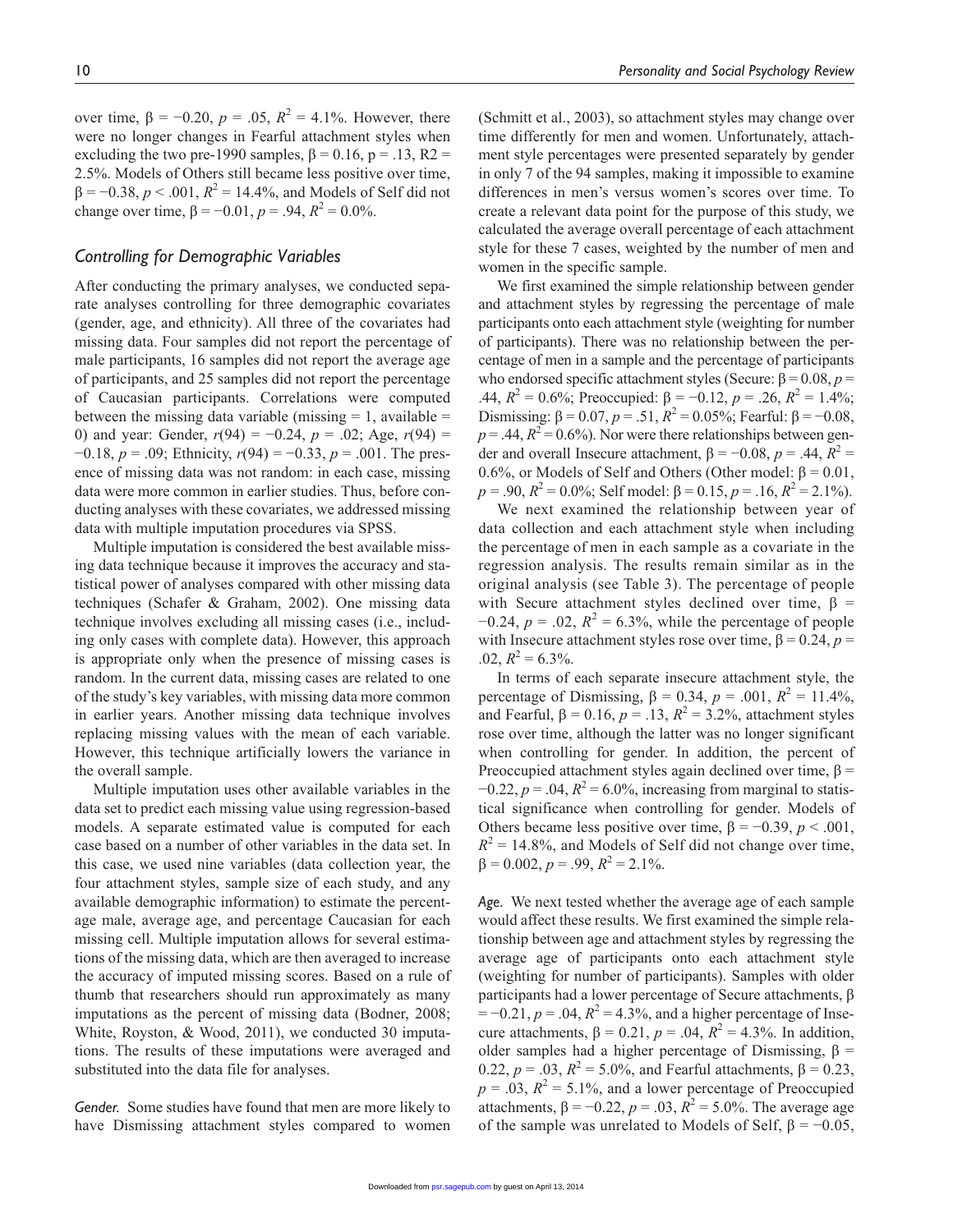over time, $\beta = -0.20$, $p = .05$, $R^2 = 4.1\%$. However, there were no longer changes in Fearful attachment styles when excluding the two pre-1990 samples, $\beta = 0.16$, $p = .13$, $R2 = 2.5\%$. Models of Others still became less positive over time, $\beta = -0.38$, $p < .001$, $R^2 = 14.4\%$, and Models of Self did not change over time, $\beta = -0.01$, $p = .94$, $R^2 = 0.0\%$.

### *Controlling for Demographic Variables*

After conducting the primary analyses, we conducted separate analyses controlling for three demographic covariates (gender, age, and ethnicity). All three of the covariates had missing data. Four samples did not report the percentage of male participants, 16 samples did not report the average age of participants, and 25 samples did not report the percentage of Caucasian participants. Correlations were computed between the missing data variable (missing = 1, available = 0) and year: Gender, $r(94) = -0.24$, $p = .02$; Age, $r(94) = -0.18$, $p = .09$; Ethnicity, $r(94) = -0.33$, $p = .001$. The presence of missing data was not random: in each case, missing data were more common in earlier studies. Thus, before conducting analyses with these covariates, we addressed missing data with multiple imputation procedures via SPSS.

Multiple imputation is considered the best available missing data technique because it improves the accuracy and statistical power of analyses compared with other missing data techniques (Schafer & Graham, 2002). One missing data technique involves excluding all missing cases (i.e., including only cases with complete data). However, this approach is appropriate only when the presence of missing cases is random. In the current data, missing cases are related to one of the study's key variables, with missing data more common in earlier years. Another missing data technique involves replacing missing values with the mean of each variable. However, this technique artificially lowers the variance in the overall sample.

Multiple imputation uses other available variables in the data set to predict each missing value using regression-based models. A separate estimated value is computed for each case based on a number of other variables in the data set. In this case, we used nine variables (data collection year, the four attachment styles, sample size of each study, and any available demographic information) to estimate the percentage male, average age, and percentage Caucasian for each missing cell. Multiple imputation allows for several estimations of the missing data, which are then averaged to increase the accuracy of imputed missing scores. Based on a rule of thumb that researchers should run approximately as many imputations as the percent of missing data (Bodner, 2008; White, Royston, & Wood, 2011), we conducted 30 imputations. The results of these imputations were averaged and substituted into the data file for analyses.

*Gender.* Some studies have found that men are more likely to have Dismissing attachment styles compared to women (Schmitt et al., 2003), so attachment styles may change over time differently for men and women. Unfortunately, attachment style percentages were presented separately by gender in only 7 of the 94 samples, making it impossible to examine differences in men's versus women's scores over time. To create a relevant data point for the purpose of this study, we calculated the average overall percentage of each attachment style for these 7 cases, weighted by the number of men and women in the specific sample.

We first examined the simple relationship between gender and attachment styles by regressing the percentage of male participants onto each attachment style (weighting for number of participants). There was no relationship between the percentage of men in a sample and the percentage of participants who endorsed specific attachment styles (Secure: $\beta = 0.08$, $p = .44$, $R^2 = 0.6\%$; Preoccupied: $\beta = -0.12$, $p = .26$, $R^2 = 1.4\%$; Dismissing: $\beta = 0.07$, $p = .51$, $R^2 = 0.05\%$; Fearful: $\beta = -0.08$, $p = .44$, $R^2 = 0.6\%$). Nor were there relationships between gender and overall Insecure attachment, $\beta = -0.08$, $p = .44$, $R^2 = 0.6\%$, or Models of Self and Others (Other model: $\beta = 0.01$, $p = .90$, $R^2 = 0.0\%$; Self model: $\beta = 0.15$, $p = .16$, $R^2 = 2.1\%$).

We next examined the relationship between year of data collection and each attachment style when including the percentage of men in each sample as a covariate in the regression analysis. The results remain similar as in the original analysis (see Table 3). The percentage of people with Secure attachment styles declined over time, $\beta = -0.24$, $p = .02$, $R^2 = 6.3\%$, while the percentage of people with Insecure attachment styles rose over time, $\beta = 0.24$, $p = .02$, $R^2 = 6.3\%$.

In terms of each separate insecure attachment style, the percentage of Dismissing, $\beta = 0.34$, $p = .001$, $R^2 = 11.4\%$, and Fearful, $\beta = 0.16$, $p = .13$, $R^2 = 3.2\%$, attachment styles rose over time, although the latter was no longer significant when controlling for gender. In addition, the percent of Preoccupied attachment styles again declined over time, $\beta = -0.22$, $p = .04$, $R^2 = 6.0\%$, increasing from marginal to statistical significance when controlling for gender. Models of Others became less positive over time, $\beta = -0.39$, $p < .001$, $R^2 = 14.8\%$, and Models of Self did not change over time, $\beta = 0.002$, $p = .99$, $R^2 = 2.1\%$.

*Age.* We next tested whether the average age of each sample would affect these results. We first examined the simple relationship between age and attachment styles by regressing the average age of participants onto each attachment style (weighting for number of participants). Samples with older participants had a lower percentage of Secure attachments, $\beta = -0.21$, $p = .04$, $R^2 = 4.3\%$, and a higher percentage of Insecure attachments, $\beta = 0.21$, $p = .04$, $R^2 = 4.3\%$. In addition, older samples had a higher percentage of Dismissing, $\beta = 0.22$, $p = .03$, $R^2 = 5.0\%$, and Fearful attachments, $\beta = 0.23$, $p = .03$, $R^2 = 5.1\%$, and a lower percentage of Preoccupied attachments, $\beta = -0.22$, $p = .03$, $R^2 = 5.0\%$. The average age of the sample was unrelated to Models of Self, $\beta = -0.05$,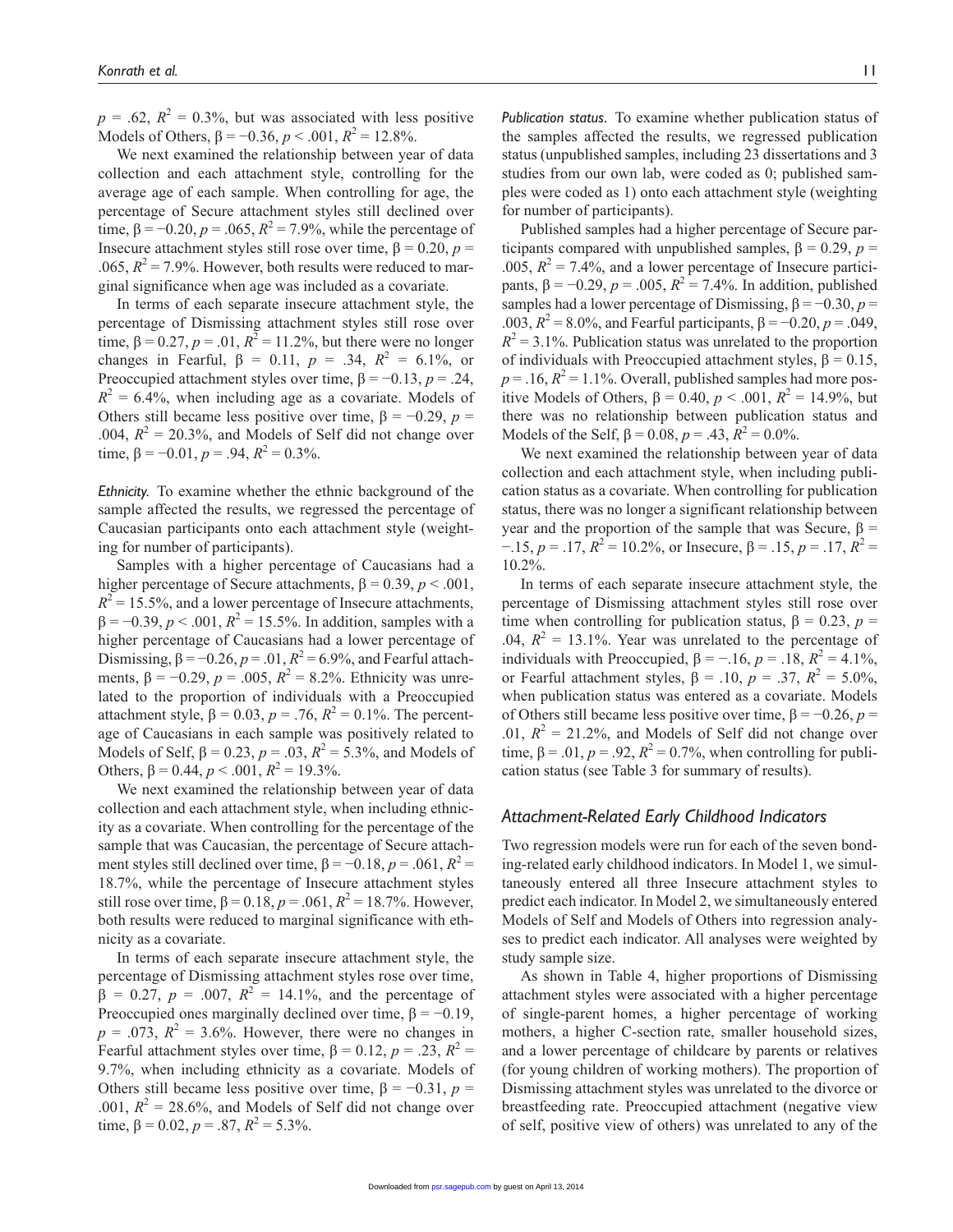$p$ = .62, $R^2$ = 0.3%, but was associated with less positive Models of Others, β = −0.36, $p$ < .001, $R^2$ = 12.8%.

We next examined the relationship between year of data collection and each attachment style, controlling for the average age of each sample. When controlling for age, the percentage of Secure attachment styles still declined over time, β = −0.20, $p$ = .065, $R^2$ = 7.9%, while the percentage of Insecure attachment styles still rose over time, β = 0.20, $p$ = .065, $R^2$ = 7.9%. However, both results were reduced to marginal significance when age was included as a covariate.

In terms of each separate insecure attachment style, the percentage of Dismissing attachment styles still rose over time, β = 0.27, $p$ = .01, $R^2$ = 11.2%, but there were no longer changes in Fearful, β = 0.11, $p$ = .34, $R^2$ = 6.1%, or Preoccupied attachment styles over time, β = −0.13, $p$ = .24, $R^2$ = 6.4%, when including age as a covariate. Models of Others still became less positive over time, β = −0.29, $p$ = .004, $R^2$ = 20.3%, and Models of Self did not change over time, β = −0.01, $p$ = .94, $R^2$ = 0.3%.

*Ethnicity.* To examine whether the ethnic background of the sample affected the results, we regressed the percentage of Caucasian participants onto each attachment style (weighting for number of participants).

Samples with a higher percentage of Caucasians had a higher percentage of Secure attachments, β = 0.39, $p$ < .001, $R^2$ = 15.5%, and a lower percentage of Insecure attachments, β = −0.39, $p$ < .001, $R^2$ = 15.5%. In addition, samples with a higher percentage of Caucasians had a lower percentage of Dismissing, β = −0.26, $p$ = .01, $R^2$ = 6.9%, and Fearful attachments, β = −0.29, $p$ = .005, $R^2$ = 8.2%. Ethnicity was unrelated to the proportion of individuals with a Preoccupied attachment style, β = 0.03, $p$ = .76, $R^2$ = 0.1%. The percentage of Caucasians in each sample was positively related to Models of Self, β = 0.23, $p$ = .03, $R^2$ = 5.3%, and Models of Others, β = 0.44, $p$ < .001, $R^2$ = 19.3%.

We next examined the relationship between year of data collection and each attachment style, when including ethnicity as a covariate. When controlling for the percentage of the sample that was Caucasian, the percentage of Secure attachment styles still declined over time, β = −0.18, $p$ = .061, $R^2$ = 18.7%, while the percentage of Insecure attachment styles still rose over time, β = 0.18, $p$ = .061, $R^2$ = 18.7%. However, both results were reduced to marginal significance with ethnicity as a covariate.

In terms of each separate insecure attachment style, the percentage of Dismissing attachment styles rose over time, β = 0.27, $p$ = .007, $R^2$ = 14.1%, and the percentage of Preoccupied ones marginally declined over time, β = −0.19, $p$ = .073, $R^2$ = 3.6%. However, there were no changes in Fearful attachment styles over time, β = 0.12, $p$ = .23, $R^2$ = 9.7%, when including ethnicity as a covariate. Models of Others still became less positive over time, β = −0.31, $p$ = .001, $R^2$ = 28.6%, and Models of Self did not change over time, β = 0.02, $p$ = .87, $R^2$ = 5.3%.

*Publication status.* To examine whether publication status of the samples affected the results, we regressed publication status (unpublished samples, including 23 dissertations and 3 studies from our own lab, were coded as 0; published samples were coded as 1) onto each attachment style (weighting for number of participants).

Published samples had a higher percentage of Secure participants compared with unpublished samples, β = 0.29, $p$ = .005, $R^2$ = 7.4%, and a lower percentage of Insecure participants, β = −0.29, $p$ = .005, $R^2$ = 7.4%. In addition, published samples had a lower percentage of Dismissing, β = −0.30, $p$ = .003, $R^2$ = 8.0%, and Fearful participants, β = −0.20, $p$ = .049, $R^2$ = 3.1%. Publication status was unrelated to the proportion of individuals with Preoccupied attachment styles, β = 0.15, $p$ = .16, $R^2$ = 1.1%. Overall, published samples had more positive Models of Others, β = 0.40, $p$ < .001, $R^2$ = 14.9%, but there was no relationship between publication status and Models of the Self, β = 0.08, $p$ = .43, $R^2$ = 0.0%.

We next examined the relationship between year of data collection and each attachment style, when including publication status as a covariate. When controlling for publication status, there was no longer a significant relationship between year and the proportion of the sample that was Secure, β = −.15, $p$ = .17, $R^2$ = 10.2%, or Insecure, β = .15, $p$ = .17, $R^2$ = 10.2%.

In terms of each separate insecure attachment style, the percentage of Dismissing attachment styles still rose over time when controlling for publication status, β = 0.23, $p$ = .04, $R^2$ = 13.1%. Year was unrelated to the percentage of individuals with Preoccupied, β = −.16, $p$ = .18, $R^2$ = 4.1%, or Fearful attachment styles, β = .10, $p$ = .37, $R^2$ = 5.0%, when publication status was entered as a covariate. Models of Others still became less positive over time, β = −0.26, $p$ = .01, $R^2$ = 21.2%, and Models of Self did not change over time, β = .01, $p$ = .92, $R^2$ = 0.7%, when controlling for publication status (see Table 3 for summary of results).

### *Attachment-Related Early Childhood Indicators*

Two regression models were run for each of the seven bonding-related early childhood indicators. In Model 1, we simultaneously entered all three Insecure attachment styles to predict each indicator. In Model 2, we simultaneously entered Models of Self and Models of Others into regression analyses to predict each indicator. All analyses were weighted by study sample size.

As shown in Table 4, higher proportions of Dismissing attachment styles were associated with a higher percentage of single-parent homes, a higher percentage of working mothers, a higher C-section rate, smaller household sizes, and a lower percentage of childcare by parents or relatives (for young children of working mothers). The proportion of Dismissing attachment styles was unrelated to the divorce or breastfeeding rate. Preoccupied attachment (negative view of self, positive view of others) was unrelated to any of the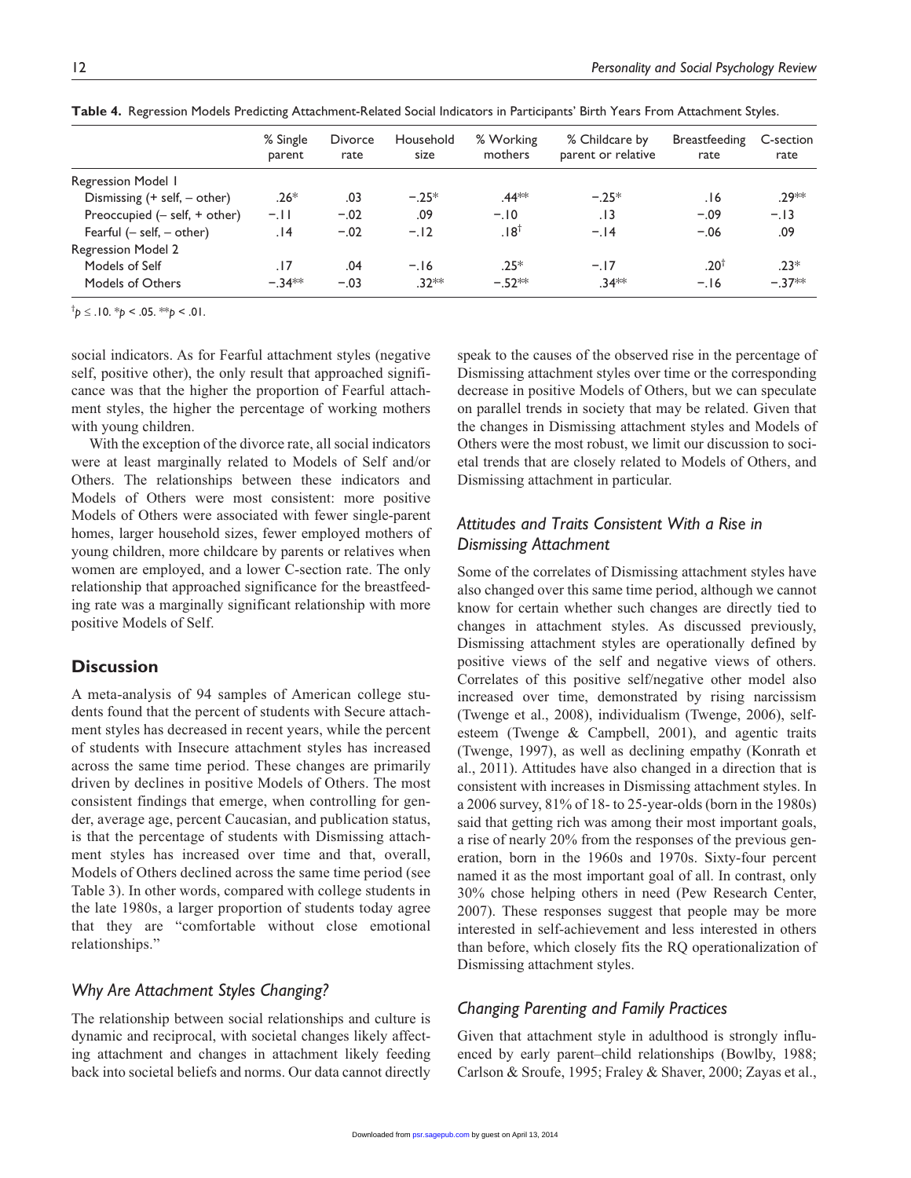**Table 4.** Regression Models Predicting Attachment-Related Social Indicators in Participants' Birth Years From Attachment Styles.

| | % Single parent | Divorce rate | Household size | % Working mothers | % Childcare by parent or relative | Breastfeeding rate | C-section rate |
|---|---|---|---|---|---|---|---|
| Regression Model 1 | | | | | | | |
| Dismissing (+ self, – other) | .26* | .03 | −.25* | .44** | −.25* | .16 | .29** |
| Preoccupied (– self, + other) | −.11 | −.02 | .09 | −.10 | .13 | −.09 | −.13 |
| Fearful (– self, – other) | .14 | −.02 | −.12 | .18† | −.14 | −.06 | .09 |
| Regression Model 2 | | | | | | | |
| Models of Self | .17 | .04 | −.16 | .25* | −.17 | .20† | .23* |
| Models of Others | −.34** | −.03 | .32** | −.52** | .34** | −.16 | −.37** |

†$p \leq .10$. *$p < .05$. **$p < .01$.

social indicators. As for Fearful attachment styles (negative self, positive other), the only result that approached significance was that the higher the proportion of Fearful attachment styles, the higher the percentage of working mothers with young children.

With the exception of the divorce rate, all social indicators were at least marginally related to Models of Self and/or Others. The relationships between these indicators and Models of Others were most consistent: more positive Models of Others were associated with fewer single-parent homes, larger household sizes, fewer employed mothers of young children, more childcare by parents or relatives when women are employed, and a lower C-section rate. The only relationship that approached significance for the breastfeeding rate was a marginally significant relationship with more positive Models of Self.

## Discussion

A meta-analysis of 94 samples of American college students found that the percent of students with Secure attachment styles has decreased in recent years, while the percent of students with Insecure attachment styles has increased across the same time period. These changes are primarily driven by declines in positive Models of Others. The most consistent findings that emerge, when controlling for gender, average age, percent Caucasian, and publication status, is that the percentage of students with Dismissing attachment styles has increased over time and that, overall, Models of Others declined across the same time period (see Table 3). In other words, compared with college students in the late 1980s, a larger proportion of students today agree that they are "comfortable without close emotional relationships."

### *Why Are Attachment Styles Changing?*

The relationship between social relationships and culture is dynamic and reciprocal, with societal changes likely affecting attachment and changes in attachment likely feeding back into societal beliefs and norms. Our data cannot directly speak to the causes of the observed rise in the percentage of Dismissing attachment styles over time or the corresponding decrease in positive Models of Others, but we can speculate on parallel trends in society that may be related. Given that the changes in Dismissing attachment styles and Models of Others were the most robust, we limit our discussion to societal trends that are closely related to Models of Others, and Dismissing attachment in particular.

### *Attitudes and Traits Consistent With a Rise in Dismissing Attachment*

Some of the correlates of Dismissing attachment styles have also changed over this same time period, although we cannot know for certain whether such changes are directly tied to changes in attachment styles. As discussed previously, Dismissing attachment styles are operationally defined by positive views of the self and negative views of others. Correlates of this positive self/negative other model also increased over time, demonstrated by rising narcissism (Twenge et al., 2008), individualism (Twenge, 2006), self-esteem (Twenge & Campbell, 2001), and agentic traits (Twenge, 1997), as well as declining empathy (Konrath et al., 2011). Attitudes have also changed in a direction that is consistent with increases in Dismissing attachment styles. In a 2006 survey, 81% of 18- to 25-year-olds (born in the 1980s) said that getting rich was among their most important goals, a rise of nearly 20% from the responses of the previous generation, born in the 1960s and 1970s. Sixty-four percent named it as the most important goal of all. In contrast, only 30% chose helping others in need (Pew Research Center, 2007). These responses suggest that people may be more interested in self-achievement and less interested in others than before, which closely fits the RQ operationalization of Dismissing attachment styles.

### *Changing Parenting and Family Practices*

Given that attachment style in adulthood is strongly influenced by early parent–child relationships (Bowlby, 1988; Carlson & Sroufe, 1995; Fraley & Shaver, 2000; Zayas et al.,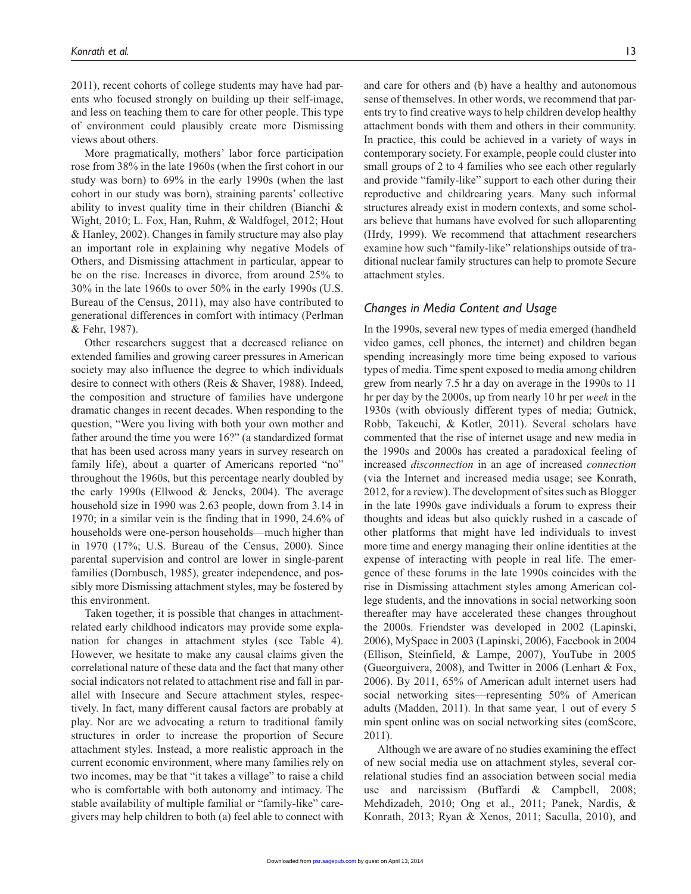2011), recent cohorts of college students may have had parents who focused strongly on building up their self-image, and less on teaching them to care for other people. This type of environment could plausibly create more Dismissing views about others.

More pragmatically, mothers' labor force participation rose from 38% in the late 1960s (when the first cohort in our study was born) to 69% in the early 1990s (when the last cohort in our study was born), straining parents' collective ability to invest quality time in their children (Bianchi & Wight, 2010; L. Fox, Han, Ruhm, & Waldfogel, 2012; Hout & Hanley, 2002). Changes in family structure may also play an important role in explaining why negative Models of Others, and Dismissing attachment in particular, appear to be on the rise. Increases in divorce, from around 25% to 30% in the late 1960s to over 50% in the early 1990s (U.S. Bureau of the Census, 2011), may also have contributed to generational differences in comfort with intimacy (Perlman & Fehr, 1987).

Other researchers suggest that a decreased reliance on extended families and growing career pressures in American society may also influence the degree to which individuals desire to connect with others (Reis & Shaver, 1988). Indeed, the composition and structure of families have undergone dramatic changes in recent decades. When responding to the question, "Were you living with both your own mother and father around the time you were 16?" (a standardized format that has been used across many years in survey research on family life), about a quarter of Americans reported "no" throughout the 1960s, but this percentage nearly doubled by the early 1990s (Ellwood & Jencks, 2004). The average household size in 1990 was 2.63 people, down from 3.14 in 1970; in a similar vein is the finding that in 1990, 24.6% of households were one-person households—much higher than in 1970 (17%; U.S. Bureau of the Census, 2000). Since parental supervision and control are lower in single-parent families (Dornbusch, 1985), greater independence, and possibly more Dismissing attachment styles, may be fostered by this environment.

Taken together, it is possible that changes in attachment-related early childhood indicators may provide some explanation for changes in attachment styles (see Table 4). However, we hesitate to make any causal claims given the correlational nature of these data and the fact that many other social indicators not related to attachment rise and fall in parallel with Insecure and Secure attachment styles, respectively. In fact, many different causal factors are probably at play. Nor are we advocating a return to traditional family structures in order to increase the proportion of Secure attachment styles. Instead, a more realistic approach in the current economic environment, where many families rely on two incomes, may be that "it takes a village" to raise a child who is comfortable with both autonomy and intimacy. The stable availability of multiple familial or "family-like" caregivers may help children to both (a) feel able to connect with and care for others and (b) have a healthy and autonomous sense of themselves. In other words, we recommend that parents try to find creative ways to help children develop healthy attachment bonds with them and others in their community. In practice, this could be achieved in a variety of ways in contemporary society. For example, people could cluster into small groups of 2 to 4 families who see each other regularly and provide "family-like" support to each other during their reproductive and childrearing years. Many such informal structures already exist in modern contexts, and some scholars believe that humans have evolved for such alloparenting (Hrdy, 1999). We recommend that attachment researchers examine how such "family-like" relationships outside of traditional nuclear family structures can help to promote Secure attachment styles.

### *Changes in Media Content and Usage*

In the 1990s, several new types of media emerged (handheld video games, cell phones, the internet) and children began spending increasingly more time being exposed to various types of media. Time spent exposed to media among children grew from nearly 7.5 hr a day on average in the 1990s to 11 hr per day by the 2000s, up from nearly 10 hr per *week* in the 1930s (with obviously different types of media; Gutnick, Robb, Takeuchi, & Kotler, 2011). Several scholars have commented that the rise of internet usage and new media in the 1990s and 2000s has created a paradoxical feeling of increased *disconnection* in an age of increased *connection* (via the Internet and increased media usage; see Konrath, 2012, for a review). The development of sites such as Blogger in the late 1990s gave individuals a forum to express their thoughts and ideas but also quickly rushed in a cascade of other platforms that might have led individuals to invest more time and energy managing their online identities at the expense of interacting with people in real life. The emergence of these forums in the late 1990s coincides with the rise in Dismissing attachment styles among American college students, and the innovations in social networking soon thereafter may have accelerated these changes throughout the 2000s. Friendster was developed in 2002 (Lapinski, 2006), MySpace in 2003 (Lapinski, 2006), Facebook in 2004 (Ellison, Steinfield, & Lampe, 2007), YouTube in 2005 (Gueorguivera, 2008), and Twitter in 2006 (Lenhart & Fox, 2006). By 2011, 65% of American adult internet users had social networking sites—representing 50% of American adults (Madden, 2011). In that same year, 1 out of every 5 min spent online was on social networking sites (comScore, 2011).

Although we are aware of no studies examining the effect of new social media use on attachment styles, several correlational studies find an association between social media use and narcissism (Buffardi & Campbell, 2008; Mehdizadeh, 2010; Ong et al., 2011; Panek, Nardis, & Konrath, 2013; Ryan & Xenos, 2011; Saculla, 2010), and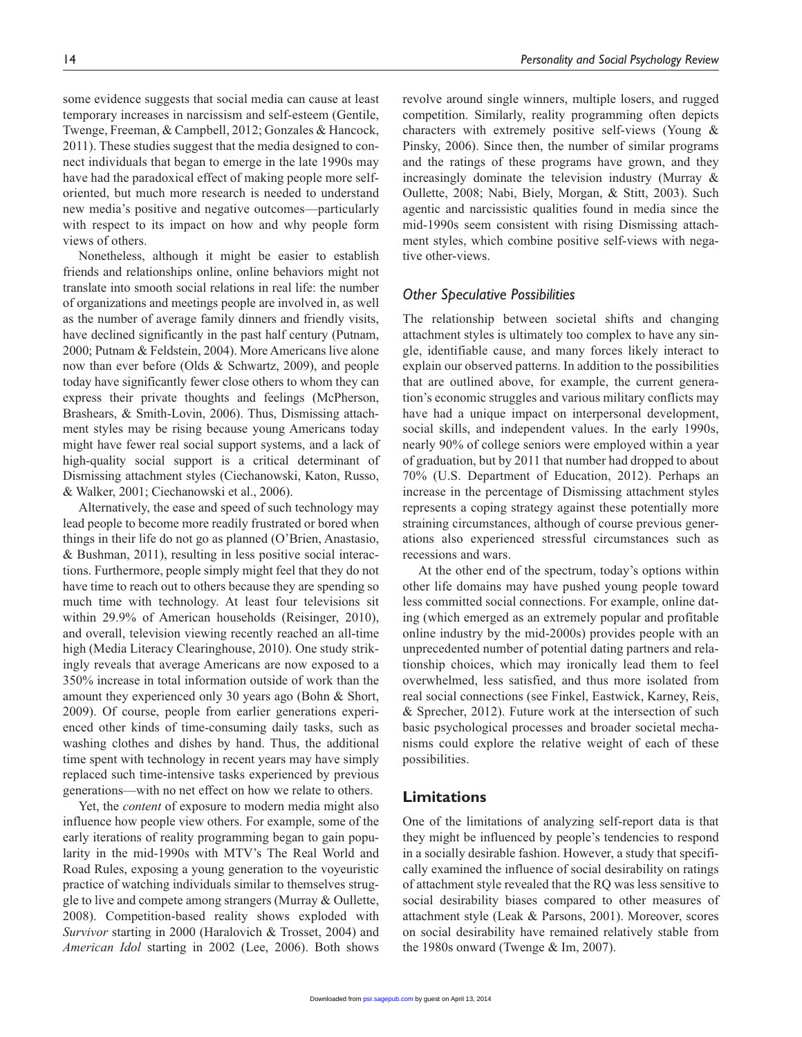some evidence suggests that social media can cause at least temporary increases in narcissism and self-esteem (Gentile, Twenge, Freeman, & Campbell, 2012; Gonzales & Hancock, 2011). These studies suggest that the media designed to connect individuals that began to emerge in the late 1990s may have had the paradoxical effect of making people more self-oriented, but much more research is needed to understand new media's positive and negative outcomes—particularly with respect to its impact on how and why people form views of others.

Nonetheless, although it might be easier to establish friends and relationships online, online behaviors might not translate into smooth social relations in real life: the number of organizations and meetings people are involved in, as well as the number of average family dinners and friendly visits, have declined significantly in the past half century (Putnam, 2000; Putnam & Feldstein, 2004). More Americans live alone now than ever before (Olds & Schwartz, 2009), and people today have significantly fewer close others to whom they can express their private thoughts and feelings (McPherson, Brashears, & Smith-Lovin, 2006). Thus, Dismissing attachment styles may be rising because young Americans today might have fewer real social support systems, and a lack of high-quality social support is a critical determinant of Dismissing attachment styles (Ciechanowski, Katon, Russo, & Walker, 2001; Ciechanowski et al., 2006).

Alternatively, the ease and speed of such technology may lead people to become more readily frustrated or bored when things in their life do not go as planned (O'Brien, Anastasio, & Bushman, 2011), resulting in less positive social interactions. Furthermore, people simply might feel that they do not have time to reach out to others because they are spending so much time with technology. At least four televisions sit within 29.9% of American households (Reisinger, 2010), and overall, television viewing recently reached an all-time high (Media Literacy Clearinghouse, 2010). One study strikingly reveals that average Americans are now exposed to a 350% increase in total information outside of work than the amount they experienced only 30 years ago (Bohn & Short, 2009). Of course, people from earlier generations experienced other kinds of time-consuming daily tasks, such as washing clothes and dishes by hand. Thus, the additional time spent with technology in recent years may have simply replaced such time-intensive tasks experienced by previous generations—with no net effect on how we relate to others.

Yet, the *content* of exposure to modern media might also influence how people view others. For example, some of the early iterations of reality programming began to gain popularity in the mid-1990s with MTV's The Real World and Road Rules, exposing a young generation to the voyeuristic practice of watching individuals similar to themselves struggle to live and compete among strangers (Murray & Oullette, 2008). Competition-based reality shows exploded with *Survivor* starting in 2000 (Haralovich & Trosset, 2004) and *American Idol* starting in 2002 (Lee, 2006). Both shows revolve around single winners, multiple losers, and rugged competition. Similarly, reality programming often depicts characters with extremely positive self-views (Young & Pinsky, 2006). Since then, the number of similar programs and the ratings of these programs have grown, and they increasingly dominate the television industry (Murray & Oullette, 2008; Nabi, Biely, Morgan, & Stitt, 2003). Such agentic and narcissistic qualities found in media since the mid-1990s seem consistent with rising Dismissing attachment styles, which combine positive self-views with negative other-views.

### *Other Speculative Possibilities*

The relationship between societal shifts and changing attachment styles is ultimately too complex to have any single, identifiable cause, and many forces likely interact to explain our observed patterns. In addition to the possibilities that are outlined above, for example, the current generation's economic struggles and various military conflicts may have had a unique impact on interpersonal development, social skills, and independent values. In the early 1990s, nearly 90% of college seniors were employed within a year of graduation, but by 2011 that number had dropped to about 70% (U.S. Department of Education, 2012). Perhaps an increase in the percentage of Dismissing attachment styles represents a coping strategy against these potentially more straining circumstances, although of course previous generations also experienced stressful circumstances such as recessions and wars.

At the other end of the spectrum, today's options within other life domains may have pushed young people toward less committed social connections. For example, online dating (which emerged as an extremely popular and profitable online industry by the mid-2000s) provides people with an unprecedented number of potential dating partners and relationship choices, which may ironically lead them to feel overwhelmed, less satisfied, and thus more isolated from real social connections (see Finkel, Eastwick, Karney, Reis, & Sprecher, 2012). Future work at the intersection of such basic psychological processes and broader societal mechanisms could explore the relative weight of each of these possibilities.

## Limitations

One of the limitations of analyzing self-report data is that they might be influenced by people's tendencies to respond in a socially desirable fashion. However, a study that specifically examined the influence of social desirability on ratings of attachment style revealed that the RQ was less sensitive to social desirability biases compared to other measures of attachment style (Leak & Parsons, 2001). Moreover, scores on social desirability have remained relatively stable from the 1980s onward (Twenge & Im, 2007).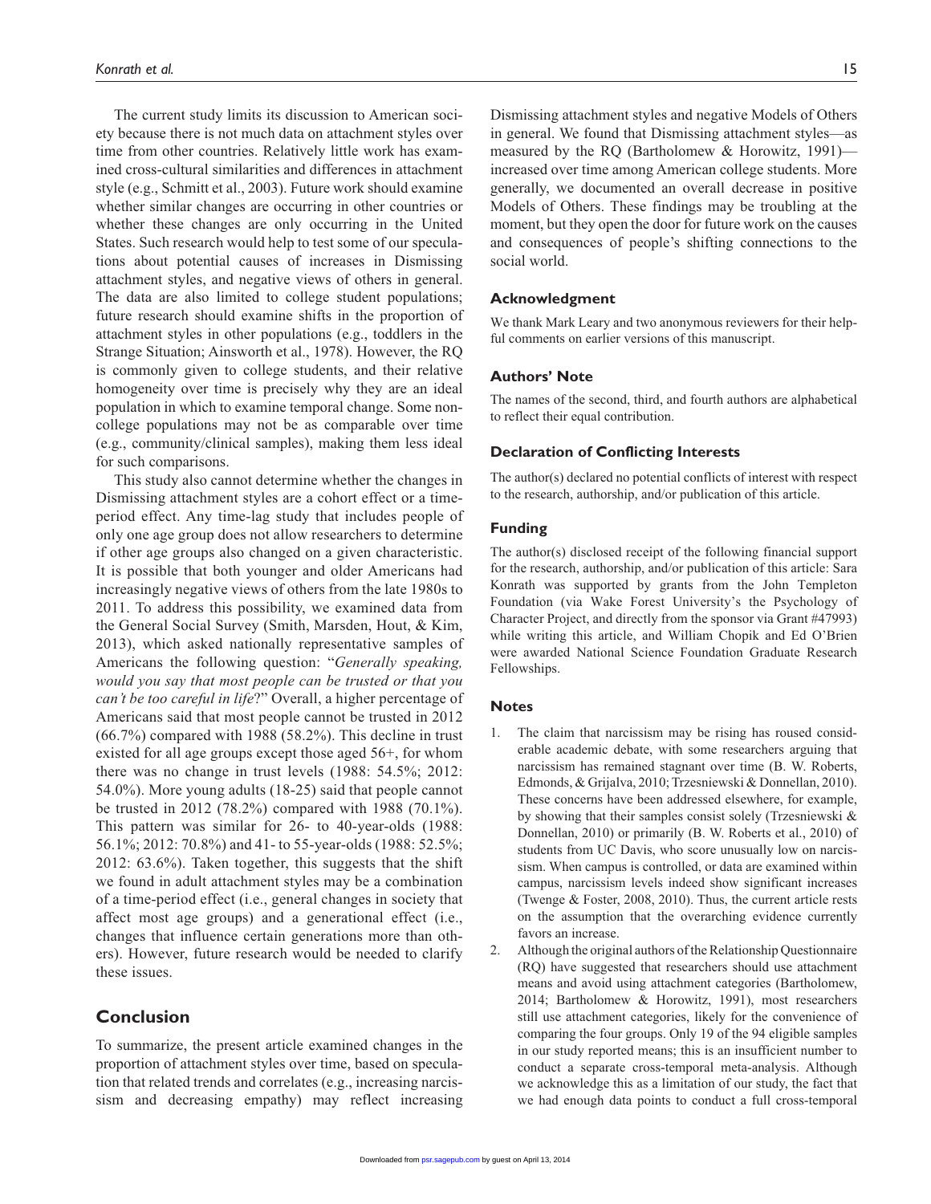The current study limits its discussion to American society because there is not much data on attachment styles over time from other countries. Relatively little work has examined cross-cultural similarities and differences in attachment style (e.g., Schmitt et al., 2003). Future work should examine whether similar changes are occurring in other countries or whether these changes are only occurring in the United States. Such research would help to test some of our speculations about potential causes of increases in Dismissing attachment styles, and negative views of others in general. The data are also limited to college student populations; future research should examine shifts in the proportion of attachment styles in other populations (e.g., toddlers in the Strange Situation; Ainsworth et al., 1978). However, the RQ is commonly given to college students, and their relative homogeneity over time is precisely why they are an ideal population in which to examine temporal change. Some noncollege populations may not be as comparable over time (e.g., community/clinical samples), making them less ideal for such comparisons.

This study also cannot determine whether the changes in Dismissing attachment styles are a cohort effect or a time-period effect. Any time-lag study that includes people of only one age group does not allow researchers to determine if other age groups also changed on a given characteristic. It is possible that both younger and older Americans had increasingly negative views of others from the late 1980s to 2011. To address this possibility, we examined data from the General Social Survey (Smith, Marsden, Hout, & Kim, 2013), which asked nationally representative samples of Americans the following question: "*Generally speaking, would you say that most people can be trusted or that you can't be too careful in life*?" Overall, a higher percentage of Americans said that most people cannot be trusted in 2012 (66.7%) compared with 1988 (58.2%). This decline in trust existed for all age groups except those aged 56+, for whom there was no change in trust levels (1988: 54.5%; 2012: 54.0%). More young adults (18-25) said that people cannot be trusted in 2012 (78.2%) compared with 1988 (70.1%). This pattern was similar for 26- to 40-year-olds (1988: 56.1%; 2012: 70.8%) and 41- to 55-year-olds (1988: 52.5%; 2012: 63.6%). Taken together, this suggests that the shift we found in adult attachment styles may be a combination of a time-period effect (i.e., general changes in society that affect most age groups) and a generational effect (i.e., changes that influence certain generations more than others). However, future research would be needed to clarify these issues.

## Conclusion

To summarize, the present article examined changes in the proportion of attachment styles over time, based on speculation that related trends and correlates (e.g., increasing narcissism and decreasing empathy) may reflect increasing Dismissing attachment styles and negative Models of Others in general. We found that Dismissing attachment styles—as measured by the RQ (Bartholomew & Horowitz, 1991)—increased over time among American college students. More generally, we documented an overall decrease in positive Models of Others. These findings may be troubling at the moment, but they open the door for future work on the causes and consequences of people's shifting connections to the social world.

### Acknowledgment

We thank Mark Leary and two anonymous reviewers for their helpful comments on earlier versions of this manuscript.

### Authors' Note

The names of the second, third, and fourth authors are alphabetical to reflect their equal contribution.

### Declaration of Conflicting Interests

The author(s) declared no potential conflicts of interest with respect to the research, authorship, and/or publication of this article.

### Funding

The author(s) disclosed receipt of the following financial support for the research, authorship, and/or publication of this article: Sara Konrath was supported by grants from the John Templeton Foundation (via Wake Forest University's the Psychology of Character Project, and directly from the sponsor via Grant #47993) while writing this article, and William Chopik and Ed O'Brien were awarded National Science Foundation Graduate Research Fellowships.

### Notes

1. The claim that narcissism may be rising has roused considerable academic debate, with some researchers arguing that narcissism has remained stagnant over time (B. W. Roberts, Edmonds, & Grijalva, 2010; Trzesniewski & Donnellan, 2010). These concerns have been addressed elsewhere, for example, by showing that their samples consist solely (Trzesniewski & Donnellan, 2010) or primarily (B. W. Roberts et al., 2010) of students from UC Davis, who score unusually low on narcissism. When campus is controlled, or data are examined within campus, narcissism levels indeed show significant increases (Twenge & Foster, 2008, 2010). Thus, the current article rests on the assumption that the overarching evidence currently favors an increase.
2. Although the original authors of the Relationship Questionnaire (RQ) have suggested that researchers should use attachment means and avoid using attachment categories (Bartholomew, 2014; Bartholomew & Horowitz, 1991), most researchers still use attachment categories, likely for the convenience of comparing the four groups. Only 19 of the 94 eligible samples in our study reported means; this is an insufficient number to conduct a separate cross-temporal meta-analysis. Although we acknowledge this as a limitation of our study, the fact that we had enough data points to conduct a full cross-temporal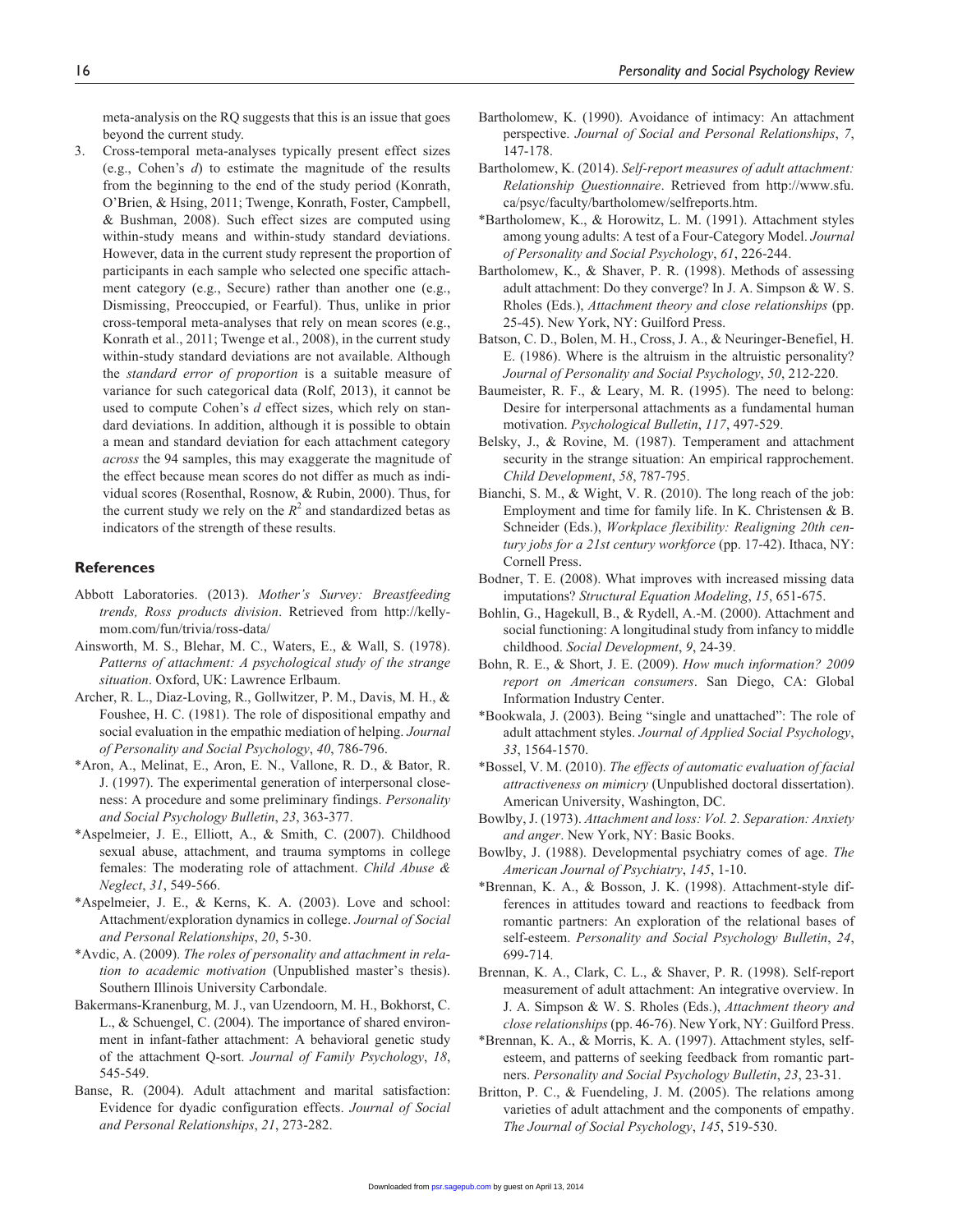meta-analysis on the RQ suggests that this is an issue that goes beyond the current study.

3. Cross-temporal meta-analyses typically present effect sizes (e.g., Cohen's *d*) to estimate the magnitude of the results from the beginning to the end of the study period (Konrath, O'Brien, & Hsing, 2011; Twenge, Konrath, Foster, Campbell, & Bushman, 2008). Such effect sizes are computed using within-study means and within-study standard deviations. However, data in the current study represent the proportion of participants in each sample who selected one specific attachment category (e.g., Secure) rather than another one (e.g., Dismissing, Preoccupied, or Fearful). Thus, unlike in prior cross-temporal meta-analyses that rely on mean scores (e.g., Konrath et al., 2011; Twenge et al., 2008), in the current study within-study standard deviations are not available. Although the *standard error of proportion* is a suitable measure of variance for such categorical data (Rolf, 2013), it cannot be used to compute Cohen's *d* effect sizes, which rely on standard deviations. In addition, although it is possible to obtain a mean and standard deviation for each attachment category *across* the 94 samples, this may exaggerate the magnitude of the effect because mean scores do not differ as much as individual scores (Rosenthal, Rosnow, & Rubin, 2000). Thus, for the current study we rely on the $R^2$ and standardized betas as indicators of the strength of these results.

## References

Abbott Laboratories. (2013). *Mother's Survey: Breastfeeding trends, Ross products division*. Retrieved from http://kellymom.com/fun/trivia/ross-data/

Ainsworth, M. S., Blehar, M. C., Waters, E., & Wall, S. (1978). *Patterns of attachment: A psychological study of the strange situation*. Oxford, UK: Lawrence Erlbaum.

Archer, R. L., Diaz-Loving, R., Gollwitzer, P. M., Davis, M. H., & Foushee, H. C. (1981). The role of dispositional empathy and social evaluation in the empathic mediation of helping. *Journal of Personality and Social Psychology*, *40*, 786-796.

*Aron, A., Melinat, E., Aron, E. N., Vallone, R. D., & Bator, R. J. (1997). The experimental generation of interpersonal closeness: A procedure and some preliminary findings. *Personality and Social Psychology Bulletin*, *23*, 363-377.

*Aspelmeier, J. E., Elliott, A., & Smith, C. (2007). Childhood sexual abuse, attachment, and trauma symptoms in college females: The moderating role of attachment. *Child Abuse & Neglect*, *31*, 549-566.

*Aspelmeier, J. E., & Kerns, K. A. (2003). Love and school: Attachment/exploration dynamics in college. *Journal of Social and Personal Relationships*, *20*, 5-30.

*Avdic, A. (2009). *The roles of personality and attachment in relation to academic motivation* (Unpublished master's thesis). Southern Illinois University Carbondale.

Bakermans-Kranenburg, M. J., van Uzendoorn, M. H., Bokhorst, C. L., & Schuengel, C. (2004). The importance of shared environment in infant-father attachment: A behavioral genetic study of the attachment Q-sort. *Journal of Family Psychology*, *18*, 545-549.

Banse, R. (2004). Adult attachment and marital satisfaction: Evidence for dyadic configuration effects. *Journal of Social and Personal Relationships*, *21*, 273-282.

Bartholomew, K. (1990). Avoidance of intimacy: An attachment perspective. *Journal of Social and Personal Relationships*, *7*, 147-178.

Bartholomew, K. (2014). *Self-report measures of adult attachment: Relationship Questionnaire*. Retrieved from http://www.sfu.ca/psyc/faculty/bartholomew/selfreports.htm.

*Bartholomew, K., & Horowitz, L. M. (1991). Attachment styles among young adults: A test of a Four-Category Model. *Journal of Personality and Social Psychology*, *61*, 226-244.

Bartholomew, K., & Shaver, P. R. (1998). Methods of assessing adult attachment: Do they converge? In J. A. Simpson & W. S. Rholes (Eds.), *Attachment theory and close relationships* (pp. 25-45). New York, NY: Guilford Press.

Batson, C. D., Bolen, M. H., Cross, J. A., & Neuringer-Benefiel, H. E. (1986). Where is the altruism in the altruistic personality? *Journal of Personality and Social Psychology*, *50*, 212-220.

Baumeister, R. F., & Leary, M. R. (1995). The need to belong: Desire for interpersonal attachments as a fundamental human motivation. *Psychological Bulletin*, *117*, 497-529.

Belsky, J., & Rovine, M. (1987). Temperament and attachment security in the strange situation: An empirical rapprochement. *Child Development*, *58*, 787-795.

Bianchi, S. M., & Wight, V. R. (2010). The long reach of the job: Employment and time for family life. In K. Christensen & B. Schneider (Eds.), *Workplace flexibility: Realigning 20th century jobs for a 21st century workforce* (pp. 17-42). Ithaca, NY: Cornell Press.

Bodner, T. E. (2008). What improves with increased missing data imputations? *Structural Equation Modeling*, *15*, 651-675.

Bohlin, G., Hagekull, B., & Rydell, A.-M. (2000). Attachment and social functioning: A longitudinal study from infancy to middle childhood. *Social Development*, *9*, 24-39.

Bohn, R. E., & Short, J. E. (2009). *How much information? 2009 report on American consumers*. San Diego, CA: Global Information Industry Center.

*Bookwala, J. (2003). Being "single and unattached": The role of adult attachment styles. *Journal of Applied Social Psychology*, *33*, 1564-1570.

*Bossel, V. M. (2010). *The effects of automatic evaluation of facial attractiveness on mimicry* (Unpublished doctoral dissertation). American University, Washington, DC.

Bowlby, J. (1973). *Attachment and loss: Vol. 2. Separation: Anxiety and anger*. New York, NY: Basic Books.

Bowlby, J. (1988). Developmental psychiatry comes of age. *The American Journal of Psychiatry*, *145*, 1-10.

*Brennan, K. A., & Bosson, J. K. (1998). Attachment-style differences in attitudes toward and reactions to feedback from romantic partners: An exploration of the relational bases of self-esteem. *Personality and Social Psychology Bulletin*, *24*, 699-714.

Brennan, K. A., Clark, C. L., & Shaver, P. R. (1998). Self-report measurement of adult attachment: An integrative overview. In J. A. Simpson & W. S. Rholes (Eds.), *Attachment theory and close relationships* (pp. 46-76). New York, NY: Guilford Press.

*Brennan, K. A., & Morris, K. A. (1997). Attachment styles, self-esteem, and patterns of seeking feedback from romantic partners. *Personality and Social Psychology Bulletin*, *23*, 23-31.

Britton, P. C., & Fuendeling, J. M. (2005). The relations among varieties of adult attachment and the components of empathy. *The Journal of Social Psychology*, *145*, 519-530.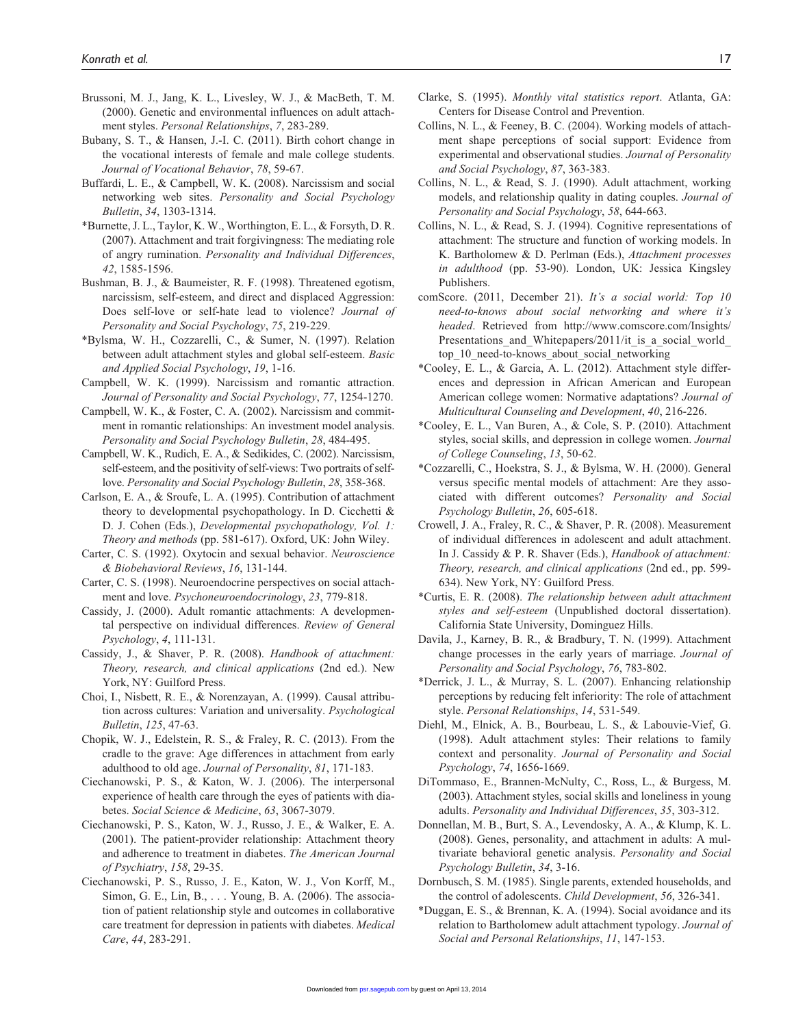Brussoni, M. J., Jang, K. L., Livesley, W. J., & MacBeth, T. M. (2000). Genetic and environmental influences on adult attachment styles. *Personal Relationships*, *7*, 283-289.

Bubany, S. T., & Hansen, J.-I. C. (2011). Birth cohort change in the vocational interests of female and male college students. *Journal of Vocational Behavior*, *78*, 59-67.

Buffardi, L. E., & Campbell, W. K. (2008). Narcissism and social networking web sites. *Personality and Social Psychology Bulletin*, *34*, 1303-1314.

*Burnette, J. L., Taylor, K. W., Worthington, E. L., & Forsyth, D. R. (2007). Attachment and trait forgivingness: The mediating role of angry rumination. *Personality and Individual Differences*, *42*, 1585-1596.

Bushman, B. J., & Baumeister, R. F. (1998). Threatened egotism, narcissism, self-esteem, and direct and displaced Aggression: Does self-love or self-hate lead to violence? *Journal of Personality and Social Psychology*, *75*, 219-229.

*Bylsma, W. H., Cozzarelli, C., & Sumer, N. (1997). Relation between adult attachment styles and global self-esteem. *Basic and Applied Social Psychology*, *19*, 1-16.

Campbell, W. K. (1999). Narcissism and romantic attraction. *Journal of Personality and Social Psychology*, *77*, 1254-1270.

Campbell, W. K., & Foster, C. A. (2002). Narcissism and commitment in romantic relationships: An investment model analysis. *Personality and Social Psychology Bulletin*, *28*, 484-495.

Campbell, W. K., Rudich, E. A., & Sedikides, C. (2002). Narcissism, self-esteem, and the positivity of self-views: Two portraits of self-love. *Personality and Social Psychology Bulletin*, *28*, 358-368.

Carlson, E. A., & Sroufe, L. A. (1995). Contribution of attachment theory to developmental psychopathology. In D. Cicchetti & D. J. Cohen (Eds.), *Developmental psychopathology, Vol. 1: Theory and methods* (pp. 581-617). Oxford, UK: John Wiley.

Carter, C. S. (1992). Oxytocin and sexual behavior. *Neuroscience & Biobehavioral Reviews*, *16*, 131-144.

Carter, C. S. (1998). Neuroendocrine perspectives on social attachment and love. *Psychoneuroendocrinology*, *23*, 779-818.

Cassidy, J. (2000). Adult romantic attachments: A developmental perspective on individual differences. *Review of General Psychology*, *4*, 111-131.

Cassidy, J., & Shaver, P. R. (2008). *Handbook of attachment: Theory, research, and clinical applications* (2nd ed.). New York, NY: Guilford Press.

Choi, I., Nisbett, R. E., & Norenzayan, A. (1999). Causal attribution across cultures: Variation and universality. *Psychological Bulletin*, *125*, 47-63.

Chopik, W. J., Edelstein, R. S., & Fraley, R. C. (2013). From the cradle to the grave: Age differences in attachment from early adulthood to old age. *Journal of Personality*, *81*, 171-183.

Ciechanowski, P. S., & Katon, W. J. (2006). The interpersonal experience of health care through the eyes of patients with diabetes. *Social Science & Medicine*, *63*, 3067-3079.

Ciechanowski, P. S., Katon, W. J., Russo, J. E., & Walker, E. A. (2001). The patient-provider relationship: Attachment theory and adherence to treatment in diabetes. *The American Journal of Psychiatry*, *158*, 29-35.

Ciechanowski, P. S., Russo, J. E., Katon, W. J., Von Korff, M., Simon, G. E., Lin, B., . . . Young, B. A. (2006). The association of patient relationship style and outcomes in collaborative care treatment for depression in patients with diabetes. *Medical Care*, *44*, 283-291.

Clarke, S. (1995). *Monthly vital statistics report*. Atlanta, GA: Centers for Disease Control and Prevention.

Collins, N. L., & Feeney, B. C. (2004). Working models of attachment shape perceptions of social support: Evidence from experimental and observational studies. *Journal of Personality and Social Psychology*, *87*, 363-383.

Collins, N. L., & Read, S. J. (1990). Adult attachment, working models, and relationship quality in dating couples. *Journal of Personality and Social Psychology*, *58*, 644-663.

Collins, N. L., & Read, S. J. (1994). Cognitive representations of attachment: The structure and function of working models. In K. Bartholomew & D. Perlman (Eds.), *Attachment processes in adulthood* (pp. 53-90). London, UK: Jessica Kingsley Publishers.

comScore. (2011, December 21). *It's a social world: Top 10 need-to-knows about social networking and where it's headed*. Retrieved from http://www.comscore.com/Insights/Presentations_and_Whitepapers/2011/it_is_a_social_world_top_10_need-to-knows_about_social_networking

*Cooley, E. L., & Garcia, A. L. (2012). Attachment style differences and depression in African American and European American college women: Normative adaptations? *Journal of Multicultural Counseling and Development*, *40*, 216-226.

*Cooley, E. L., Van Buren, A., & Cole, S. P. (2010). Attachment styles, social skills, and depression in college women. *Journal of College Counseling*, *13*, 50-62.

*Cozzarelli, C., Hoekstra, S. J., & Bylsma, W. H. (2000). General versus specific mental models of attachment: Are they associated with different outcomes? *Personality and Social Psychology Bulletin*, *26*, 605-618.

Crowell, J. A., Fraley, R. C., & Shaver, P. R. (2008). Measurement of individual differences in adolescent and adult attachment. In J. Cassidy & P. R. Shaver (Eds.), *Handbook of attachment: Theory, research, and clinical applications* (2nd ed., pp. 599-634). New York, NY: Guilford Press.

*Curtis, E. R. (2008). *The relationship between adult attachment styles and self-esteem* (Unpublished doctoral dissertation). California State University, Dominguez Hills.

Davila, J., Karney, B. R., & Bradbury, T. N. (1999). Attachment change processes in the early years of marriage. *Journal of Personality and Social Psychology*, *76*, 783-802.

*Derrick, J. L., & Murray, S. L. (2007). Enhancing relationship perceptions by reducing felt inferiority: The role of attachment style. *Personal Relationships*, *14*, 531-549.

Diehl, M., Elnick, A. B., Bourbeau, L. S., & Labouvie-Vief, G. (1998). Adult attachment styles: Their relations to family context and personality. *Journal of Personality and Social Psychology*, *74*, 1656-1669.

DiTommaso, E., Brannen-McNulty, C., Ross, L., & Burgess, M. (2003). Attachment styles, social skills and loneliness in young adults. *Personality and Individual Differences*, *35*, 303-312.

Donnellan, M. B., Burt, S. A., Levendosky, A. A., & Klump, K. L. (2008). Genes, personality, and attachment in adults: A multivariate behavioral genetic analysis. *Personality and Social Psychology Bulletin*, *34*, 3-16.

Dornbusch, S. M. (1985). Single parents, extended households, and the control of adolescents. *Child Development*, *56*, 326-341.

*Duggan, E. S., & Brennan, K. A. (1994). Social avoidance and its relation to Bartholomew adult attachment typology. *Journal of Social and Personal Relationships*, *11*, 147-153.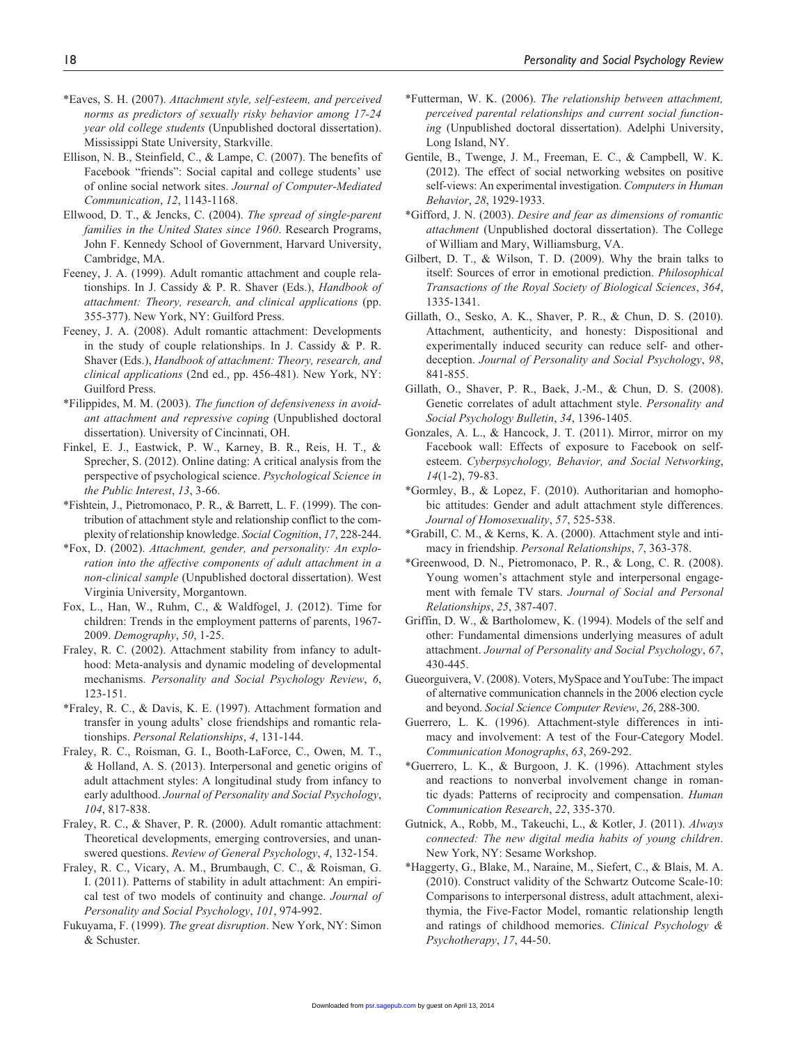*Eaves, S. H. (2007). *Attachment style, self-esteem, and perceived norms as predictors of sexually risky behavior among 17-24 year old college students* (Unpublished doctoral dissertation). Mississippi State University, Starkville.

Ellison, N. B., Steinfield, C., & Lampe, C. (2007). The benefits of Facebook "friends": Social capital and college students' use of online social network sites. *Journal of Computer-Mediated Communication*, *12*, 1143-1168.

Ellwood, D. T., & Jencks, C. (2004). *The spread of single-parent families in the United States since 1960*. Research Programs, John F. Kennedy School of Government, Harvard University, Cambridge, MA.

Feeney, J. A. (1999). Adult romantic attachment and couple relationships. In J. Cassidy & P. R. Shaver (Eds.), *Handbook of attachment: Theory, research, and clinical applications* (pp. 355-377). New York, NY: Guilford Press.

Feeney, J. A. (2008). Adult romantic attachment: Developments in the study of couple relationships. In J. Cassidy & P. R. Shaver (Eds.), *Handbook of attachment: Theory, research, and clinical applications* (2nd ed., pp. 456-481). New York, NY: Guilford Press.

*Filippides, M. M. (2003). *The function of defensiveness in avoidant attachment and repressive coping* (Unpublished doctoral dissertation). University of Cincinnati, OH.

Finkel, E. J., Eastwick, P. W., Karney, B. R., Reis, H. T., & Sprecher, S. (2012). Online dating: A critical analysis from the perspective of psychological science. *Psychological Science in the Public Interest*, *13*, 3-66.

*Fishtein, J., Pietromonaco, P. R., & Barrett, L. F. (1999). The contribution of attachment style and relationship conflict to the complexity of relationship knowledge. *Social Cognition*, *17*, 228-244.

*Fox, D. (2002). *Attachment, gender, and personality: An exploration into the affective components of adult attachment in a non-clinical sample* (Unpublished doctoral dissertation). West Virginia University, Morgantown.

Fox, L., Han, W., Ruhm, C., & Waldfogel, J. (2012). Time for children: Trends in the employment patterns of parents, 1967-2009. *Demography*, *50*, 1-25.

Fraley, R. C. (2002). Attachment stability from infancy to adulthood: Meta-analysis and dynamic modeling of developmental mechanisms. *Personality and Social Psychology Review*, *6*, 123-151.

*Fraley, R. C., & Davis, K. E. (1997). Attachment formation and transfer in young adults' close friendships and romantic relationships. *Personal Relationships*, *4*, 131-144.

Fraley, R. C., Roisman, G. I., Booth-LaForce, C., Owen, M. T., & Holland, A. S. (2013). Interpersonal and genetic origins of adult attachment styles: A longitudinal study from infancy to early adulthood. *Journal of Personality and Social Psychology*, *104*, 817-838.

Fraley, R. C., & Shaver, P. R. (2000). Adult romantic attachment: Theoretical developments, emerging controversies, and unanswered questions. *Review of General Psychology*, *4*, 132-154.

Fraley, R. C., Vicary, A. M., Brumbaugh, C. C., & Roisman, G. I. (2011). Patterns of stability in adult attachment: An empirical test of two models of continuity and change. *Journal of Personality and Social Psychology*, *101*, 974-992.

Fukuyama, F. (1999). *The great disruption*. New York, NY: Simon & Schuster.

*Futterman, W. K. (2006). *The relationship between attachment, perceived parental relationships and current social functioning* (Unpublished doctoral dissertation). Adelphi University, Long Island, NY.

Gentile, B., Twenge, J. M., Freeman, E. C., & Campbell, W. K. (2012). The effect of social networking websites on positive self-views: An experimental investigation. *Computers in Human Behavior*, *28*, 1929-1933.

*Gifford, J. N. (2003). *Desire and fear as dimensions of romantic attachment* (Unpublished doctoral dissertation). The College of William and Mary, Williamsburg, VA.

Gilbert, D. T., & Wilson, T. D. (2009). Why the brain talks to itself: Sources of error in emotional prediction. *Philosophical Transactions of the Royal Society of Biological Sciences*, *364*, 1335-1341.

Gillath, O., Sesko, A. K., Shaver, P. R., & Chun, D. S. (2010). Attachment, authenticity, and honesty: Dispositional and experimentally induced security can reduce self- and other-deception. *Journal of Personality and Social Psychology*, *98*, 841-855.

Gillath, O., Shaver, P. R., Baek, J.-M., & Chun, D. S. (2008). Genetic correlates of adult attachment style. *Personality and Social Psychology Bulletin*, *34*, 1396-1405.

Gonzales, A. L., & Hancock, J. T. (2011). Mirror, mirror on my Facebook wall: Effects of exposure to Facebook on self-esteem. *Cyberpsychology, Behavior, and Social Networking*, *14*(1-2), 79-83.

*Gormley, B., & Lopez, F. (2010). Authoritarian and homophobic attitudes: Gender and adult attachment style differences. *Journal of Homosexuality*, *57*, 525-538.

*Grabill, C. M., & Kerns, K. A. (2000). Attachment style and intimacy in friendship. *Personal Relationships*, *7*, 363-378.

*Greenwood, D. N., Pietromonaco, P. R., & Long, C. R. (2008). Young women's attachment style and interpersonal engagement with female TV stars. *Journal of Social and Personal Relationships*, *25*, 387-407.

Griffin, D. W., & Bartholomew, K. (1994). Models of the self and other: Fundamental dimensions underlying measures of adult attachment. *Journal of Personality and Social Psychology*, *67*, 430-445.

Gueorguivera, V. (2008). Voters, MySpace and YouTube: The impact of alternative communication channels in the 2006 election cycle and beyond. *Social Science Computer Review*, *26*, 288-300.

Guerrero, L. K. (1996). Attachment-style differences in intimacy and involvement: A test of the Four-Category Model. *Communication Monographs*, *63*, 269-292.

*Guerrero, L. K., & Burgoon, J. K. (1996). Attachment styles and reactions to nonverbal involvement change in romantic dyads: Patterns of reciprocity and compensation. *Human Communication Research*, *22*, 335-370.

Gutnick, A., Robb, M., Takeuchi, L., & Kotler, J. (2011). *Always connected: The new digital media habits of young children*. New York, NY: Sesame Workshop.

*Haggerty, G., Blake, M., Naraine, M., Siefert, C., & Blais, M. A. (2010). Construct validity of the Schwartz Outcome Scale-10: Comparisons to interpersonal distress, adult attachment, alexithymia, the Five-Factor Model, romantic relationship length and ratings of childhood memories. *Clinical Psychology & Psychotherapy*, *17*, 44-50.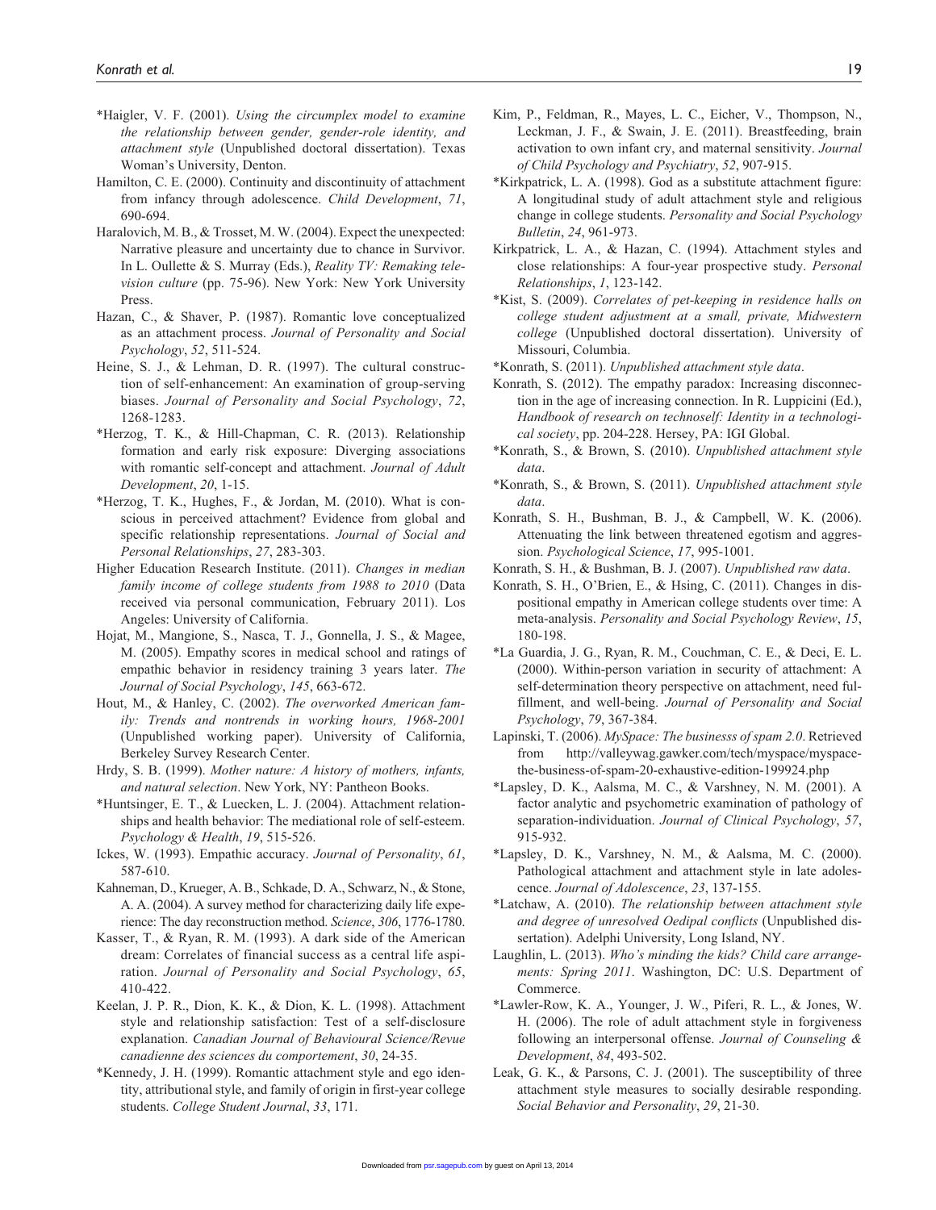*Haigler, V. F. (2001). *Using the circumplex model to examine the relationship between gender, gender-role identity, and attachment style* (Unpublished doctoral dissertation). Texas Woman's University, Denton.

Hamilton, C. E. (2000). Continuity and discontinuity of attachment from infancy through adolescence. *Child Development*, *71*, 690-694.

Haralovich, M. B., & Trosset, M. W. (2004). Expect the unexpected: Narrative pleasure and uncertainty due to chance in Survivor. In L. Oullette & S. Murray (Eds.), *Reality TV: Remaking television culture* (pp. 75-96). New York: New York University Press.

Hazan, C., & Shaver, P. (1987). Romantic love conceptualized as an attachment process. *Journal of Personality and Social Psychology*, *52*, 511-524.

Heine, S. J., & Lehman, D. R. (1997). The cultural construction of self-enhancement: An examination of group-serving biases. *Journal of Personality and Social Psychology*, *72*, 1268-1283.

*Herzog, T. K., & Hill-Chapman, C. R. (2013). Relationship formation and early risk exposure: Diverging associations with romantic self-concept and attachment. *Journal of Adult Development*, *20*, 1-15.

*Herzog, T. K., Hughes, F., & Jordan, M. (2010). What is conscious in perceived attachment? Evidence from global and specific relationship representations. *Journal of Social and Personal Relationships*, *27*, 283-303.

Higher Education Research Institute. (2011). *Changes in median family income of college students from 1988 to 2010* (Data received via personal communication, February 2011). Los Angeles: University of California.

Hojat, M., Mangione, S., Nasca, T. J., Gonnella, J. S., & Magee, M. (2005). Empathy scores in medical school and ratings of empathic behavior in residency training 3 years later. *The Journal of Social Psychology*, *145*, 663-672.

Hout, M., & Hanley, C. (2002). *The overworked American family: Trends and nontrends in working hours, 1968-2001* (Unpublished working paper). University of California, Berkeley Survey Research Center.

Hrdy, S. B. (1999). *Mother nature: A history of mothers, infants, and natural selection*. New York, NY: Pantheon Books.

*Huntsinger, E. T., & Luecken, L. J. (2004). Attachment relationships and health behavior: The mediational role of self-esteem. *Psychology & Health*, *19*, 515-526.

Ickes, W. (1993). Empathic accuracy. *Journal of Personality*, *61*, 587-610.

Kahneman, D., Krueger, A. B., Schkade, D. A., Schwarz, N., & Stone, A. A. (2004). A survey method for characterizing daily life experience: The day reconstruction method. *Science*, *306*, 1776-1780.

Kasser, T., & Ryan, R. M. (1993). A dark side of the American dream: Correlates of financial success as a central life aspiration. *Journal of Personality and Social Psychology*, *65*, 410-422.

Keelan, J. P. R., Dion, K. K., & Dion, K. L. (1998). Attachment style and relationship satisfaction: Test of a self-disclosure explanation. *Canadian Journal of Behavioural Science/Revue canadienne des sciences du comportement*, *30*, 24-35.

*Kennedy, J. H. (1999). Romantic attachment style and ego identity, attributional style, and family of origin in first-year college students. *College Student Journal*, *33*, 171.

Kim, P., Feldman, R., Mayes, L. C., Eicher, V., Thompson, N., Leckman, J. F., & Swain, J. E. (2011). Breastfeeding, brain activation to own infant cry, and maternal sensitivity. *Journal of Child Psychology and Psychiatry*, *52*, 907-915.

*Kirkpatrick, L. A. (1998). God as a substitute attachment figure: A longitudinal study of adult attachment style and religious change in college students. *Personality and Social Psychology Bulletin*, *24*, 961-973.

Kirkpatrick, L. A., & Hazan, C. (1994). Attachment styles and close relationships: A four-year prospective study. *Personal Relationships*, *1*, 123-142.

*Kist, S. (2009). *Correlates of pet-keeping in residence halls on college student adjustment at a small, private, Midwestern college* (Unpublished doctoral dissertation). University of Missouri, Columbia.

*Konrath, S. (2011). *Unpublished attachment style data*.

Konrath, S. (2012). The empathy paradox: Increasing disconnection in the age of increasing connection. In R. Luppicini (Ed.), *Handbook of research on technoself: Identity in a technological society*, pp. 204-228. Hersey, PA: IGI Global.

*Konrath, S., & Brown, S. (2010). *Unpublished attachment style data*.

*Konrath, S., & Brown, S. (2011). *Unpublished attachment style data*.

Konrath, S. H., Bushman, B. J., & Campbell, W. K. (2006). Attenuating the link between threatened egotism and aggression. *Psychological Science*, *17*, 995-1001.

Konrath, S. H., & Bushman, B. J. (2007). *Unpublished raw data*.

Konrath, S. H., O'Brien, E., & Hsing, C. (2011). Changes in dispositional empathy in American college students over time: A meta-analysis. *Personality and Social Psychology Review*, *15*, 180-198.

*La Guardia, J. G., Ryan, R. M., Couchman, C. E., & Deci, E. L. (2000). Within-person variation in security of attachment: A self-determination theory perspective on attachment, need fulfillment, and well-being. *Journal of Personality and Social Psychology*, *79*, 367-384.

Lapinski, T. (2006). *MySpace: The businesss of spam 2.0*. Retrieved from http://valleywag.gawker.com/tech/myspace/myspace-the-business-of-spam-20-exhaustive-edition-199924.php

*Lapsley, D. K., Aalsma, M. C., & Varshney, N. M. (2001). A factor analytic and psychometric examination of pathology of separation-individuation. *Journal of Clinical Psychology*, *57*, 915-932.

*Lapsley, D. K., Varshney, N. M., & Aalsma, M. C. (2000). Pathological attachment and attachment style in late adolescence. *Journal of Adolescence*, *23*, 137-155.

*Latchaw, A. (2010). *The relationship between attachment style and degree of unresolved Oedipal conflicts* (Unpublished dissertation). Adelphi University, Long Island, NY.

Laughlin, L. (2013). *Who's minding the kids? Child care arrangements: Spring 2011*. Washington, DC: U.S. Department of Commerce.

*Lawler-Row, K. A., Younger, J. W., Piferi, R. L., & Jones, W. H. (2006). The role of adult attachment style in forgiveness following an interpersonal offense. *Journal of Counseling & Development*, *84*, 493-502.

Leak, G. K., & Parsons, C. J. (2001). The susceptibility of three attachment style measures to socially desirable responding. *Social Behavior and Personality*, *29*, 21-30.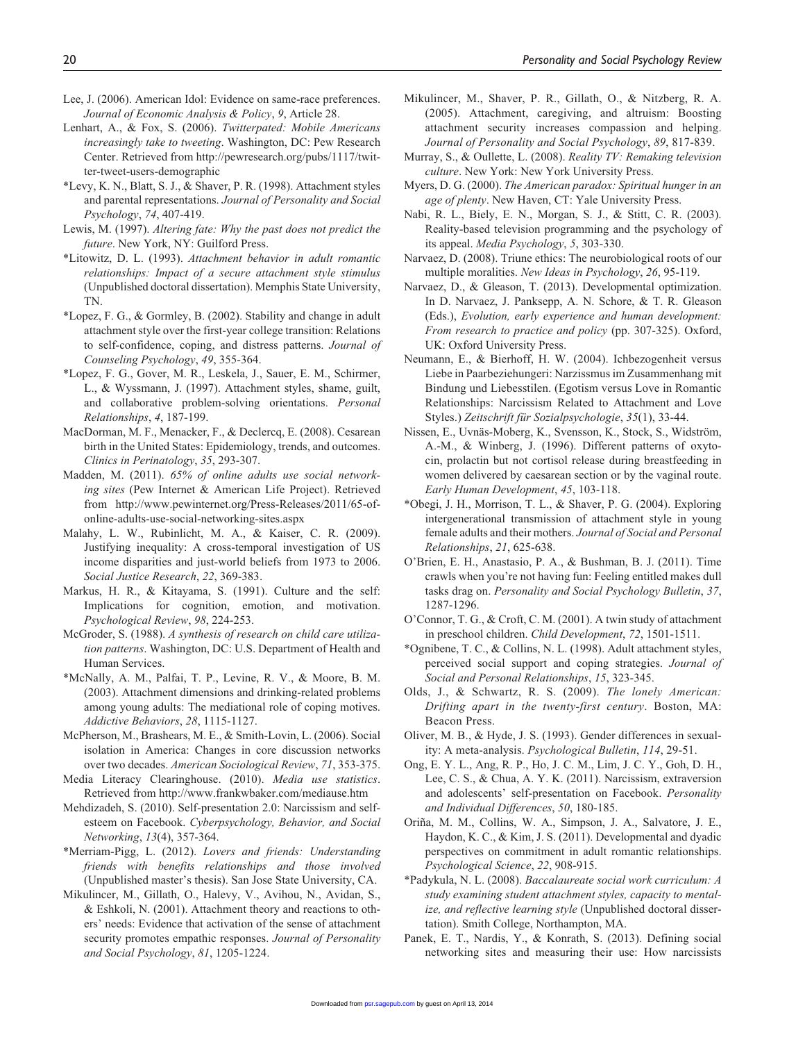Lee, J. (2006). American Idol: Evidence on same-race preferences. *Journal of Economic Analysis & Policy*, *9*, Article 28.

Lenhart, A., & Fox, S. (2006). *Twitterpated: Mobile Americans increasingly take to tweeting*. Washington, DC: Pew Research Center. Retrieved from http://pewresearch.org/pubs/1117/twitter-tweet-users-demographic

*Levy, K. N., Blatt, S. J., & Shaver, P. R. (1998). Attachment styles and parental representations. *Journal of Personality and Social Psychology*, *74*, 407-419.

Lewis, M. (1997). *Altering fate: Why the past does not predict the future*. New York, NY: Guilford Press.

*Litowitz, D. L. (1993). *Attachment behavior in adult romantic relationships: Impact of a secure attachment style stimulus* (Unpublished doctoral dissertation). Memphis State University, TN.

*Lopez, F. G., & Gormley, B. (2002). Stability and change in adult attachment style over the first-year college transition: Relations to self-confidence, coping, and distress patterns. *Journal of Counseling Psychology*, *49*, 355-364.

*Lopez, F. G., Gover, M. R., Leskela, J., Sauer, E. M., Schirmer, L., & Wyssmann, J. (1997). Attachment styles, shame, guilt, and collaborative problem-solving orientations. *Personal Relationships*, *4*, 187-199.

MacDorman, M. F., Menacker, F., & Declercq, E. (2008). Cesarean birth in the United States: Epidemiology, trends, and outcomes. *Clinics in Perinatology*, *35*, 293-307.

Madden, M. (2011). *65% of online adults use social networking sites* (Pew Internet & American Life Project). Retrieved from http://www.pewinternet.org/Press-Releases/2011/65-of-online-adults-use-social-networking-sites.aspx

Malahy, L. W., Rubinlicht, M. A., & Kaiser, C. R. (2009). Justifying inequality: A cross-temporal investigation of US income disparities and just-world beliefs from 1973 to 2006. *Social Justice Research*, *22*, 369-383.

Markus, H. R., & Kitayama, S. (1991). Culture and the self: Implications for cognition, emotion, and motivation. *Psychological Review*, *98*, 224-253.

McGroder, S. (1988). *A synthesis of research on child care utilization patterns*. Washington, DC: U.S. Department of Health and Human Services.

*McNally, A. M., Palfai, T. P., Levine, R. V., & Moore, B. M. (2003). Attachment dimensions and drinking-related problems among young adults: The mediational role of coping motives. *Addictive Behaviors*, *28*, 1115-1127.

McPherson, M., Brashears, M. E., & Smith-Lovin, L. (2006). Social isolation in America: Changes in core discussion networks over two decades. *American Sociological Review*, *71*, 353-375.

Media Literacy Clearinghouse. (2010). *Media use statistics*. Retrieved from http://www.frankwbaker.com/mediause.htm

Mehdizadeh, S. (2010). Self-presentation 2.0: Narcissism and self-esteem on Facebook. *Cyberpsychology, Behavior, and Social Networking*, *13*(4), 357-364.

*Merriam-Pigg, L. (2012). *Lovers and friends: Understanding friends with benefits relationships and those involved* (Unpublished master's thesis). San Jose State University, CA.

Mikulincer, M., Gillath, O., Halevy, V., Avihou, N., Avidan, S., & Eshkoli, N. (2001). Attachment theory and reactions to others' needs: Evidence that activation of the sense of attachment security promotes empathic responses. *Journal of Personality and Social Psychology*, *81*, 1205-1224.

Mikulincer, M., Shaver, P. R., Gillath, O., & Nitzberg, R. A. (2005). Attachment, caregiving, and altruism: Boosting attachment security increases compassion and helping. *Journal of Personality and Social Psychology*, *89*, 817-839.

Murray, S., & Oullette, L. (2008). *Reality TV: Remaking television culture*. New York: New York University Press.

Myers, D. G. (2000). *The American paradox: Spiritual hunger in an age of plenty*. New Haven, CT: Yale University Press.

Nabi, R. L., Biely, E. N., Morgan, S. J., & Stitt, C. R. (2003). Reality-based television programming and the psychology of its appeal. *Media Psychology*, *5*, 303-330.

Narvaez, D. (2008). Triune ethics: The neurobiological roots of our multiple moralities. *New Ideas in Psychology*, *26*, 95-119.

Narvaez, D., & Gleason, T. (2013). Developmental optimization. In D. Narvaez, J. Panksepp, A. N. Schore, & T. R. Gleason (Eds.), *Evolution, early experience and human development: From research to practice and policy* (pp. 307-325). Oxford, UK: Oxford University Press.

Neumann, E., & Bierhoff, H. W. (2004). Ichbezogenheit versus Liebe in Paarbeziehungeri: Narzissmus im Zusammenhang mit Bindung und Liebesstilen. (Egotism versus Love in Romantic Relationships: Narcissism Related to Attachment and Love Styles.) *Zeitschrift für Sozialpsychologie*, *35*(1), 33-44.

Nissen, E., Uvnäs-Moberg, K., Svensson, K., Stock, S., Widström, A.-M., & Winberg, J. (1996). Different patterns of oxytocin, prolactin but not cortisol release during breastfeeding in women delivered by caesarean section or by the vaginal route. *Early Human Development*, *45*, 103-118.

*Obegi, J. H., Morrison, T. L., & Shaver, P. G. (2004). Exploring intergenerational transmission of attachment style in young female adults and their mothers. *Journal of Social and Personal Relationships*, *21*, 625-638.

O'Brien, E. H., Anastasio, P. A., & Bushman, B. J. (2011). Time crawls when you're not having fun: Feeling entitled makes dull tasks drag on. *Personality and Social Psychology Bulletin*, *37*, 1287-1296.

O'Connor, T. G., & Croft, C. M. (2001). A twin study of attachment in preschool children. *Child Development*, *72*, 1501-1511.

*Ognibene, T. C., & Collins, N. L. (1998). Adult attachment styles, perceived social support and coping strategies. *Journal of Social and Personal Relationships*, *15*, 323-345.

Olds, J., & Schwartz, R. S. (2009). *The lonely American: Drifting apart in the twenty-first century*. Boston, MA: Beacon Press.

Oliver, M. B., & Hyde, J. S. (1993). Gender differences in sexuality: A meta-analysis. *Psychological Bulletin*, *114*, 29-51.

Ong, E. Y. L., Ang, R. P., Ho, J. C. M., Lim, J. C. Y., Goh, D. H., Lee, C. S., & Chua, A. Y. K. (2011). Narcissism, extraversion and adolescents' self-presentation on Facebook. *Personality and Individual Differences*, *50*, 180-185.

Oriña, M. M., Collins, W. A., Simpson, J. A., Salvatore, J. E., Haydon, K. C., & Kim, J. S. (2011). Developmental and dyadic perspectives on commitment in adult romantic relationships. *Psychological Science*, *22*, 908-915.

*Padykula, N. L. (2008). *Baccalaureate social work curriculum: A study examining student attachment styles, capacity to mentalize, and reflective learning style* (Unpublished doctoral dissertation). Smith College, Northampton, MA.

Panek, E. T., Nardis, Y., & Konrath, S. (2013). Defining social networking sites and measuring their use: How narcissists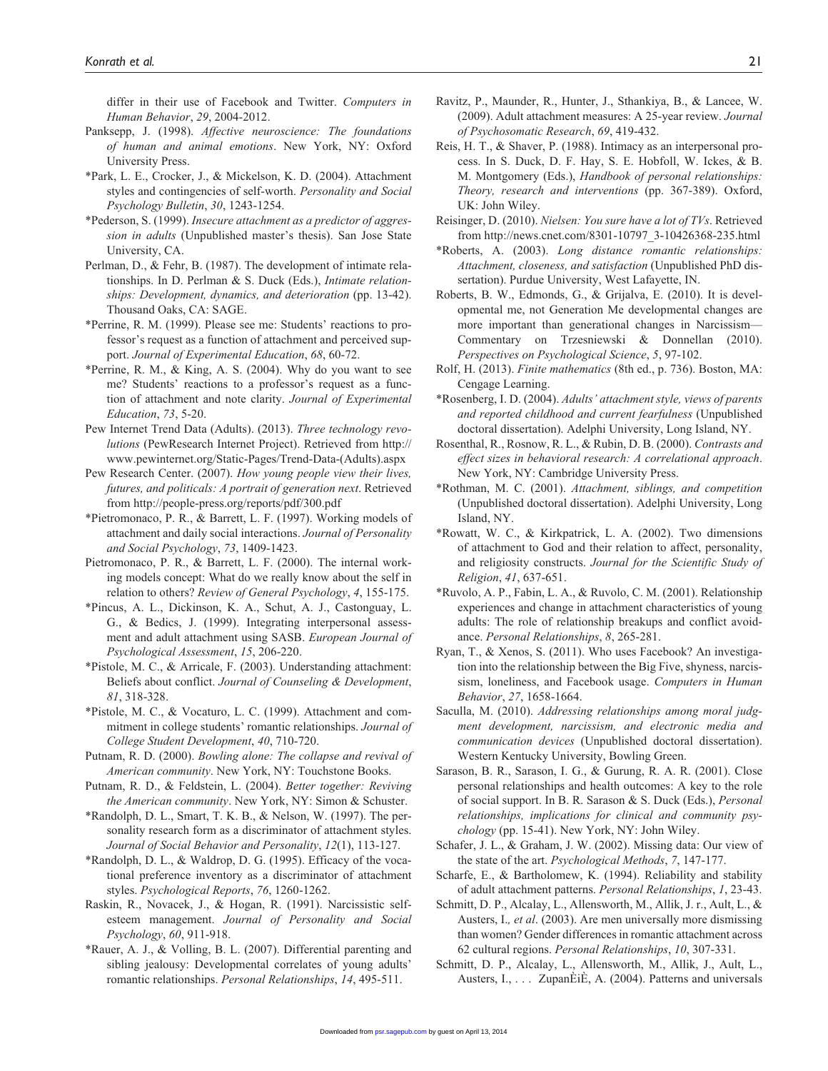differ in their use of Facebook and Twitter. *Computers in Human Behavior*, *29*, 2004-2012.

Panksepp, J. (1998). *Affective neuroscience: The foundations of human and animal emotions*. New York, NY: Oxford University Press.

*Park, L. E., Crocker, J., & Mickelson, K. D. (2004). Attachment styles and contingencies of self-worth. *Personality and Social Psychology Bulletin*, *30*, 1243-1254.

*Pederson, S. (1999). *Insecure attachment as a predictor of aggression in adults* (Unpublished master's thesis). San Jose State University, CA.

Perlman, D., & Fehr, B. (1987). The development of intimate relationships. In D. Perlman & S. Duck (Eds.), *Intimate relationships: Development, dynamics, and deterioration* (pp. 13-42). Thousand Oaks, CA: SAGE.

*Perrine, R. M. (1999). Please see me: Students' reactions to professor's request as a function of attachment and perceived support. *Journal of Experimental Education*, *68*, 60-72.

*Perrine, R. M., & King, A. S. (2004). Why do you want to see me? Students' reactions to a professor's request as a function of attachment and note clarity. *Journal of Experimental Education*, *73*, 5-20.

Pew Internet Trend Data (Adults). (2013). *Three technology revolutions* (PewResearch Internet Project). Retrieved from http://www.pewinternet.org/Static-Pages/Trend-Data-(Adults).aspx

Pew Research Center. (2007). *How young people view their lives, futures, and politicals: A portrait of generation next*. Retrieved from http://people-press.org/reports/pdf/300.pdf

*Pietromonaco, P. R., & Barrett, L. F. (1997). Working models of attachment and daily social interactions. *Journal of Personality and Social Psychology*, *73*, 1409-1423.

Pietromonaco, P. R., & Barrett, L. F. (2000). The internal working models concept: What do we really know about the self in relation to others? *Review of General Psychology*, *4*, 155-175.

*Pincus, A. L., Dickinson, K. A., Schut, A. J., Castonguay, L. G., & Bedics, J. (1999). Integrating interpersonal assessment and adult attachment using SASB. *European Journal of Psychological Assessment*, *15*, 206-220.

*Pistole, M. C., & Arricale, F. (2003). Understanding attachment: Beliefs about conflict. *Journal of Counseling & Development*, *81*, 318-328.

*Pistole, M. C., & Vocaturo, L. C. (1999). Attachment and commitment in college students' romantic relationships. *Journal of College Student Development*, *40*, 710-720.

Putnam, R. D. (2000). *Bowling alone: The collapse and revival of American community*. New York, NY: Touchstone Books.

Putnam, R. D., & Feldstein, L. (2004). *Better together: Reviving the American community*. New York, NY: Simon & Schuster.

*Randolph, D. L., Smart, T. K. B., & Nelson, W. (1997). The personality research form as a discriminator of attachment styles. *Journal of Social Behavior and Personality*, *12*(1), 113-127.

*Randolph, D. L., & Waldrop, D. G. (1995). Efficacy of the vocational preference inventory as a discriminator of attachment styles. *Psychological Reports*, *76*, 1260-1262.

Raskin, R., Novacek, J., & Hogan, R. (1991). Narcissistic self-esteem management. *Journal of Personality and Social Psychology*, *60*, 911-918.

*Rauer, A. J., & Volling, B. L. (2007). Differential parenting and sibling jealousy: Developmental correlates of young adults' romantic relationships. *Personal Relationships*, *14*, 495-511.

Ravitz, P., Maunder, R., Hunter, J., Sthankiya, B., & Lancee, W. (2009). Adult attachment measures: A 25-year review. *Journal of Psychosomatic Research*, *69*, 419-432.

Reis, H. T., & Shaver, P. (1988). Intimacy as an interpersonal process. In S. Duck, D. F. Hay, S. E. Hobfoll, W. Ickes, & B. M. Montgomery (Eds.), *Handbook of personal relationships: Theory, research and interventions* (pp. 367-389). Oxford, UK: John Wiley.

Reisinger, D. (2010). *Nielsen: You sure have a lot of TVs*. Retrieved from http://news.cnet.com/8301-10797_3-10426368-235.html

*Roberts, A. (2003). *Long distance romantic relationships: Attachment, closeness, and satisfaction* (Unpublished PhD dissertation). Purdue University, West Lafayette, IN.

Roberts, B. W., Edmonds, G., & Grijalva, E. (2010). It is developmental me, not Generation Me developmental changes are more important than generational changes in Narcissism—Commentary on Trzesniewski & Donnellan (2010). *Perspectives on Psychological Science*, *5*, 97-102.

Rolf, H. (2013). *Finite mathematics* (8th ed., p. 736). Boston, MA: Cengage Learning.

*Rosenberg, I. D. (2004). *Adults' attachment style, views of parents and reported childhood and current fearfulness* (Unpublished doctoral dissertation). Adelphi University, Long Island, NY.

Rosenthal, R., Rosnow, R. L., & Rubin, D. B. (2000). *Contrasts and effect sizes in behavioral research: A correlational approach*. New York, NY: Cambridge University Press.

*Rothman, M. C. (2001). *Attachment, siblings, and competition* (Unpublished doctoral dissertation). Adelphi University, Long Island, NY.

*Rowatt, W. C., & Kirkpatrick, L. A. (2002). Two dimensions of attachment to God and their relation to affect, personality, and religiosity constructs. *Journal for the Scientific Study of Religion*, *41*, 637-651.

*Ruvolo, A. P., Fabin, L. A., & Ruvolo, C. M. (2001). Relationship experiences and change in attachment characteristics of young adults: The role of relationship breakups and conflict avoidance. *Personal Relationships*, *8*, 265-281.

Ryan, T., & Xenos, S. (2011). Who uses Facebook? An investigation into the relationship between the Big Five, shyness, narcissism, loneliness, and Facebook usage. *Computers in Human Behavior*, *27*, 1658-1664.

Saculla, M. (2010). *Addressing relationships among moral judgment development, narcissism, and electronic media and communication devices* (Unpublished doctoral dissertation). Western Kentucky University, Bowling Green.

Sarason, B. R., Sarason, I. G., & Gurung, R. A. R. (2001). Close personal relationships and health outcomes: A key to the role of social support. In B. R. Sarason & S. Duck (Eds.), *Personal relationships, implications for clinical and community psychology* (pp. 15-41). New York, NY: John Wiley.

Schafer, J. L., & Graham, J. W. (2002). Missing data: Our view of the state of the art. *Psychological Methods*, *7*, 147-177.

Scharfe, E., & Bartholomew, K. (1994). Reliability and stability of adult attachment patterns. *Personal Relationships*, *1*, 23-43.

Schmitt, D. P., Alcalay, L., Allensworth, M., Allik, J. r., Ault, L., & Austers, I., *et al*. (2003). Are men universally more dismissing than women? Gender differences in romantic attachment across 62 cultural regions. *Personal Relationships*, *10*, 307-331.

Schmitt, D. P., Alcalay, L., Allensworth, M., Allik, J., Ault, L., Austers, I., . . . ZupanÈiÈ, A. (2004). Patterns and universals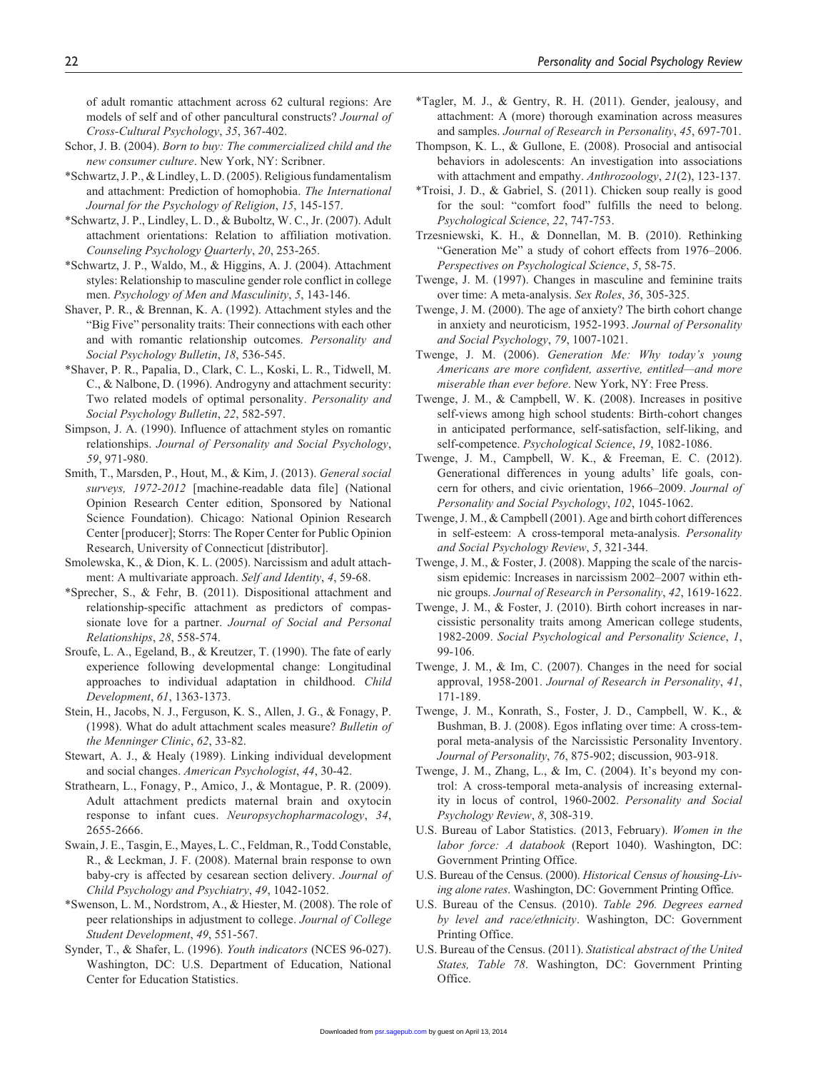of adult romantic attachment across 62 cultural regions: Are models of self and of other pancultural constructs? *Journal of Cross-Cultural Psychology*, *35*, 367-402.

Schor, J. B. (2004). *Born to buy: The commercialized child and the new consumer culture*. New York, NY: Scribner.

*Schwartz, J. P., & Lindley, L. D. (2005). Religious fundamentalism and attachment: Prediction of homophobia. *The International Journal for the Psychology of Religion*, *15*, 145-157.

*Schwartz, J. P., Lindley, L. D., & Buboltz, W. C., Jr. (2007). Adult attachment orientations: Relation to affiliation motivation. *Counseling Psychology Quarterly*, *20*, 253-265.

*Schwartz, J. P., Waldo, M., & Higgins, A. J. (2004). Attachment styles: Relationship to masculine gender role conflict in college men. *Psychology of Men and Masculinity*, *5*, 143-146.

Shaver, P. R., & Brennan, K. A. (1992). Attachment styles and the "Big Five" personality traits: Their connections with each other and with romantic relationship outcomes. *Personality and Social Psychology Bulletin*, *18*, 536-545.

*Shaver, P. R., Papalia, D., Clark, C. L., Koski, L. R., Tidwell, M. C., & Nalbone, D. (1996). Androgyny and attachment security: Two related models of optimal personality. *Personality and Social Psychology Bulletin*, *22*, 582-597.

Simpson, J. A. (1990). Influence of attachment styles on romantic relationships. *Journal of Personality and Social Psychology*, *59*, 971-980.

Smith, T., Marsden, P., Hout, M., & Kim, J. (2013). *General social surveys, 1972-2012* [machine-readable data file] (National Opinion Research Center edition, Sponsored by National Science Foundation). Chicago: National Opinion Research Center [producer]; Storrs: The Roper Center for Public Opinion Research, University of Connecticut [distributor].

Smolewska, K., & Dion, K. L. (2005). Narcissism and adult attachment: A multivariate approach. *Self and Identity*, *4*, 59-68.

*Sprecher, S., & Fehr, B. (2011). Dispositional attachment and relationship-specific attachment as predictors of compassionate love for a partner. *Journal of Social and Personal Relationships*, *28*, 558-574.

Sroufe, L. A., Egeland, B., & Kreutzer, T. (1990). The fate of early experience following developmental change: Longitudinal approaches to individual adaptation in childhood. *Child Development*, *61*, 1363-1373.

Stein, H., Jacobs, N. J., Ferguson, K. S., Allen, J. G., & Fonagy, P. (1998). What do adult attachment scales measure? *Bulletin of the Menninger Clinic*, *62*, 33-82.

Stewart, A. J., & Healy (1989). Linking individual development and social changes. *American Psychologist*, *44*, 30-42.

Strathearn, L., Fonagy, P., Amico, J., & Montague, P. R. (2009). Adult attachment predicts maternal brain and oxytocin response to infant cues. *Neuropsychopharmacology*, *34*, 2655-2666.

Swain, J. E., Tasgin, E., Mayes, L. C., Feldman, R., Todd Constable, R., & Leckman, J. F. (2008). Maternal brain response to own baby-cry is affected by cesarean section delivery. *Journal of Child Psychology and Psychiatry*, *49*, 1042-1052.

*Swenson, L. M., Nordstrom, A., & Hiester, M. (2008). The role of peer relationships in adjustment to college. *Journal of College Student Development*, *49*, 551-567.

Synder, T., & Shafer, L. (1996). *Youth indicators* (NCES 96-027). Washington, DC: U.S. Department of Education, National Center for Education Statistics.

*Tagler, M. J., & Gentry, R. H. (2011). Gender, jealousy, and attachment: A (more) thorough examination across measures and samples. *Journal of Research in Personality*, *45*, 697-701.

Thompson, K. L., & Gullone, E. (2008). Prosocial and antisocial behaviors in adolescents: An investigation into associations with attachment and empathy. *Anthrozoology*, *21*(2), 123-137.

*Troisi, J. D., & Gabriel, S. (2011). Chicken soup really is good for the soul: "comfort food" fulfills the need to belong. *Psychological Science*, *22*, 747-753.

Trzesniewski, K. H., & Donnellan, M. B. (2010). Rethinking "Generation Me" a study of cohort effects from 1976–2006. *Perspectives on Psychological Science*, *5*, 58-75.

Twenge, J. M. (1997). Changes in masculine and feminine traits over time: A meta-analysis. *Sex Roles*, *36*, 305-325.

Twenge, J. M. (2000). The age of anxiety? The birth cohort change in anxiety and neuroticism, 1952-1993. *Journal of Personality and Social Psychology*, *79*, 1007-1021.

Twenge, J. M. (2006). *Generation Me: Why today's young Americans are more confident, assertive, entitled—and more miserable than ever before*. New York, NY: Free Press.

Twenge, J. M., & Campbell, W. K. (2008). Increases in positive self-views among high school students: Birth-cohort changes in anticipated performance, self-satisfaction, self-liking, and self-competence. *Psychological Science*, *19*, 1082-1086.

Twenge, J. M., Campbell, W. K., & Freeman, E. C. (2012). Generational differences in young adults' life goals, concern for others, and civic orientation, 1966–2009. *Journal of Personality and Social Psychology*, *102*, 1045-1062.

Twenge, J. M., & Campbell (2001). Age and birth cohort differences in self-esteem: A cross-temporal meta-analysis. *Personality and Social Psychology Review*, *5*, 321-344.

Twenge, J. M., & Foster, J. (2008). Mapping the scale of the narcissism epidemic: Increases in narcissism 2002–2007 within ethnic groups. *Journal of Research in Personality*, *42*, 1619-1622.

Twenge, J. M., & Foster, J. (2010). Birth cohort increases in narcissistic personality traits among American college students, 1982-2009. *Social Psychological and Personality Science*, *1*, 99-106.

Twenge, J. M., & Im, C. (2007). Changes in the need for social approval, 1958-2001. *Journal of Research in Personality*, *41*, 171-189.

Twenge, J. M., Konrath, S., Foster, J. D., Campbell, W. K., & Bushman, B. J. (2008). Egos inflating over time: A cross-temporal meta-analysis of the Narcissistic Personality Inventory. *Journal of Personality*, *76*, 875-902; discussion, 903-918.

Twenge, J. M., Zhang, L., & Im, C. (2004). It's beyond my control: A cross-temporal meta-analysis of increasing externality in locus of control, 1960-2002. *Personality and Social Psychology Review*, *8*, 308-319.

U.S. Bureau of Labor Statistics. (2013, February). *Women in the labor force: A databook* (Report 1040). Washington, DC: Government Printing Office.

U.S. Bureau of the Census. (2000). *Historical Census of housing-Living alone rates*. Washington, DC: Government Printing Office.

U.S. Bureau of the Census. (2010). *Table 296. Degrees earned by level and race/ethnicity*. Washington, DC: Government Printing Office.

U.S. Bureau of the Census. (2011). *Statistical abstract of the United States, Table 78*. Washington, DC: Government Printing Office.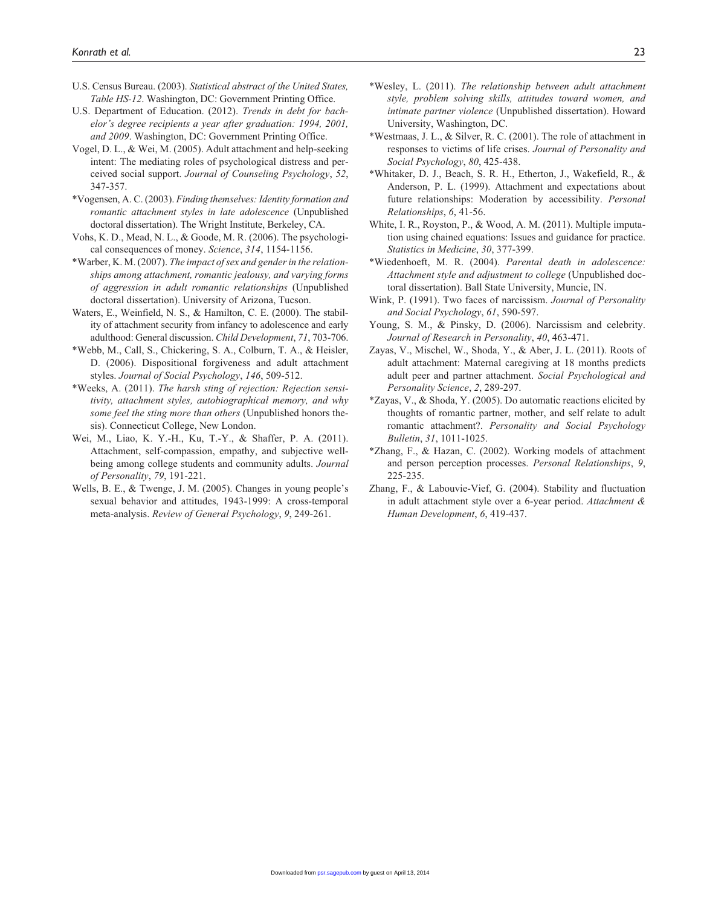U.S. Census Bureau. (2003). *Statistical abstract of the United States, Table HS-12*. Washington, DC: Government Printing Office.

U.S. Department of Education. (2012). *Trends in debt for bachelor's degree recipients a year after graduation: 1994, 2001, and 2009*. Washington, DC: Government Printing Office.

Vogel, D. L., & Wei, M. (2005). Adult attachment and help-seeking intent: The mediating roles of psychological distress and perceived social support. *Journal of Counseling Psychology*, *52*, 347-357.

*Vogensen, A. C. (2003). *Finding themselves: Identity formation and romantic attachment styles in late adolescence* (Unpublished doctoral dissertation). The Wright Institute, Berkeley, CA.

Vohs, K. D., Mead, N. L., & Goode, M. R. (2006). The psychological consequences of money. *Science*, *314*, 1154-1156.

*Warber, K. M. (2007). *The impact of sex and gender in the relationships among attachment, romantic jealousy, and varying forms of aggression in adult romantic relationships* (Unpublished doctoral dissertation). University of Arizona, Tucson.

Waters, E., Weinfield, N. S., & Hamilton, C. E. (2000). The stability of attachment security from infancy to adolescence and early adulthood: General discussion. *Child Development*, *71*, 703-706.

*Webb, M., Call, S., Chickering, S. A., Colburn, T. A., & Heisler, D. (2006). Dispositional forgiveness and adult attachment styles. *Journal of Social Psychology*, *146*, 509-512.

*Weeks, A. (2011). *The harsh sting of rejection: Rejection sensitivity, attachment styles, autobiographical memory, and why some feel the sting more than others* (Unpublished honors thesis). Connecticut College, New London.

Wei, M., Liao, K. Y.-H., Ku, T.-Y., & Shaffer, P. A. (2011). Attachment, self-compassion, empathy, and subjective well-being among college students and community adults. *Journal of Personality*, *79*, 191-221.

Wells, B. E., & Twenge, J. M. (2005). Changes in young people's sexual behavior and attitudes, 1943-1999: A cross-temporal meta-analysis. *Review of General Psychology*, *9*, 249-261.

*Wesley, L. (2011). *The relationship between adult attachment style, problem solving skills, attitudes toward women, and intimate partner violence* (Unpublished dissertation). Howard University, Washington, DC.

*Westmaas, J. L., & Silver, R. C. (2001). The role of attachment in responses to victims of life crises. *Journal of Personality and Social Psychology*, *80*, 425-438.

*Whitaker, D. J., Beach, S. R. H., Etherton, J., Wakefield, R., & Anderson, P. L. (1999). Attachment and expectations about future relationships: Moderation by accessibility. *Personal Relationships*, *6*, 41-56.

White, I. R., Royston, P., & Wood, A. M. (2011). Multiple imputation using chained equations: Issues and guidance for practice. *Statistics in Medicine*, *30*, 377-399.

*Wiedenhoeft, M. R. (2004). *Parental death in adolescence: Attachment style and adjustment to college* (Unpublished doctoral dissertation). Ball State University, Muncie, IN.

Wink, P. (1991). Two faces of narcissism. *Journal of Personality and Social Psychology*, *61*, 590-597.

Young, S. M., & Pinsky, D. (2006). Narcissism and celebrity. *Journal of Research in Personality*, *40*, 463-471.

Zayas, V., Mischel, W., Shoda, Y., & Aber, J. L. (2011). Roots of adult attachment: Maternal caregiving at 18 months predicts adult peer and partner attachment. *Social Psychological and Personality Science*, *2*, 289-297.

*Zayas, V., & Shoda, Y. (2005). Do automatic reactions elicited by thoughts of romantic partner, mother, and self relate to adult romantic attachment?. *Personality and Social Psychology Bulletin*, *31*, 1011-1025.

*Zhang, F., & Hazan, C. (2002). Working models of attachment and person perception processes. *Personal Relationships*, *9*, 225-235.

Zhang, F., & Labouvie-Vief, G. (2004). Stability and fluctuation in adult attachment style over a 6-year period. *Attachment & Human Development*, *6*, 419-437.